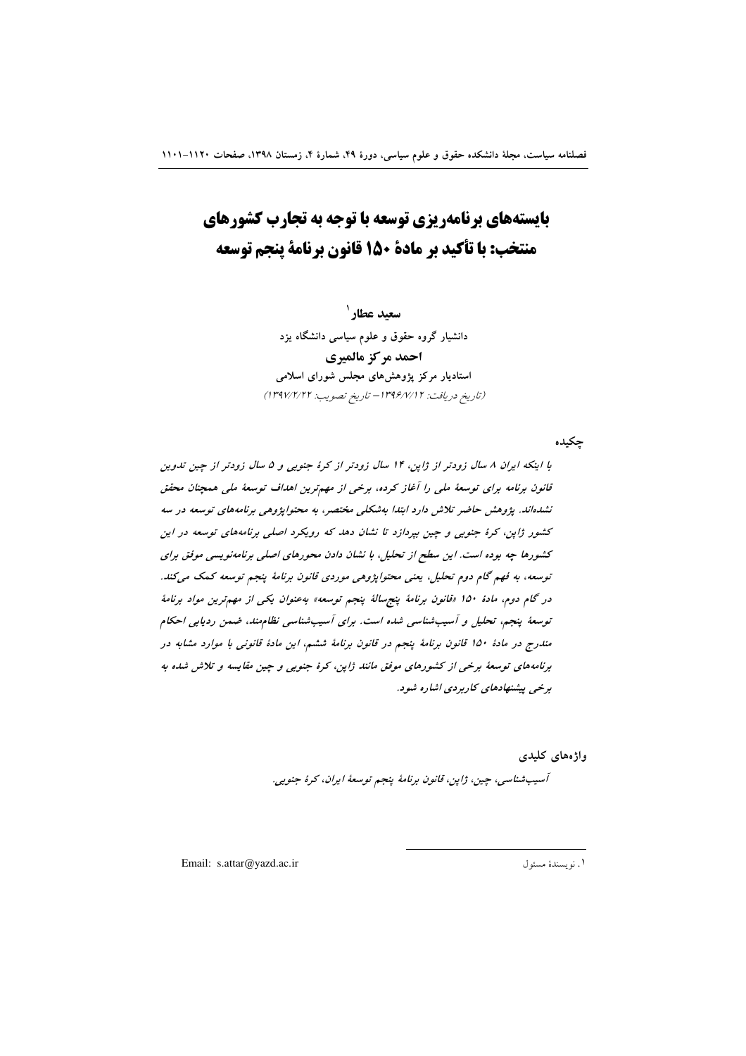# بایسته‌های برنامه‌ریزی توسعه با توجه به تجارب کشورهای منتخب: با تأکید بر مادهٔ ۱۵۰ قانون برنامهٔ پنجم توسعه

**سعید عطار**[۱]

دانشیار گروه حقوق و علوم سیاسی دانشگاه یزد

**احمد مرکز مالمیری**

استادیار مرکز پژوهش‌های مجلس شورای اسلامی

*(تاریخ دریافت: ۱۳۹۶/۷/۱۲ – تاریخ تصویب: ۱۳۹۷/۲/۲۲)*

## چکیده

*با اینکه ایران ۸ سال زودتر از ژاپن، ۱۴ سال زودتر از کرهٔ جنوبی و ۵ سال زودتر از چین تدوین قانون برنامه برای توسعهٔ ملی را آغاز کرده، برخی از مهم‌ترین اهداف توسعهٔ ملی همچنان محقق نشده‌اند. پژوهش حاضر تلاش دارد ابتدا به‌شکلی مختصر، به محتواپژوهی برنامه‌های توسعه در سه کشور ژاپن، کرهٔ جنوبی و چین بپردازد تا نشان دهد که رویکرد اصلی برنامه‌های توسعه در این کشورها چه بوده است. این سطح از تحلیل، با نشان دادن محورهای اصلی برنامه‌نویسی موفق برای توسعه، به فهم گام دوم تحلیل، یعنی محتواپژوهی موردی قانون برنامهٔ پنجم توسعه کمک می‌کند. در گام دوم، مادهٔ ۱۵۰ «قانون برنامهٔ پنج‌سالهٔ پنجم توسعه» به‌عنوان یکی از مهم‌ترین مواد برنامهٔ توسعهٔ پنجم، تحلیل و آسیب‌شناسی شده است. برای آسیب‌شناسی نظام‌مند، ضمن ردیابی احکام مندرج در مادهٔ ۱۵۰ قانون برنامهٔ پنجم در قانون برنامهٔ ششم، این مادهٔ قانونی با موارد مشابه در برنامه‌های توسعهٔ برخی از کشورهای موفق مانند ژاپن، کرهٔ جنوبی و چین مقایسه و تلاش شده به برخی پیشنهادهای کاربردی اشاره شود.*

## واژه‌های کلیدی

*آسیب‌شناسی، چین، ژاپن، قانون برنامهٔ پنجم توسعهٔ ایران، کرهٔ جنوبی.*

---

۱. نویسندهٔ مسئول — Email: s.attar@yazd.ac.ir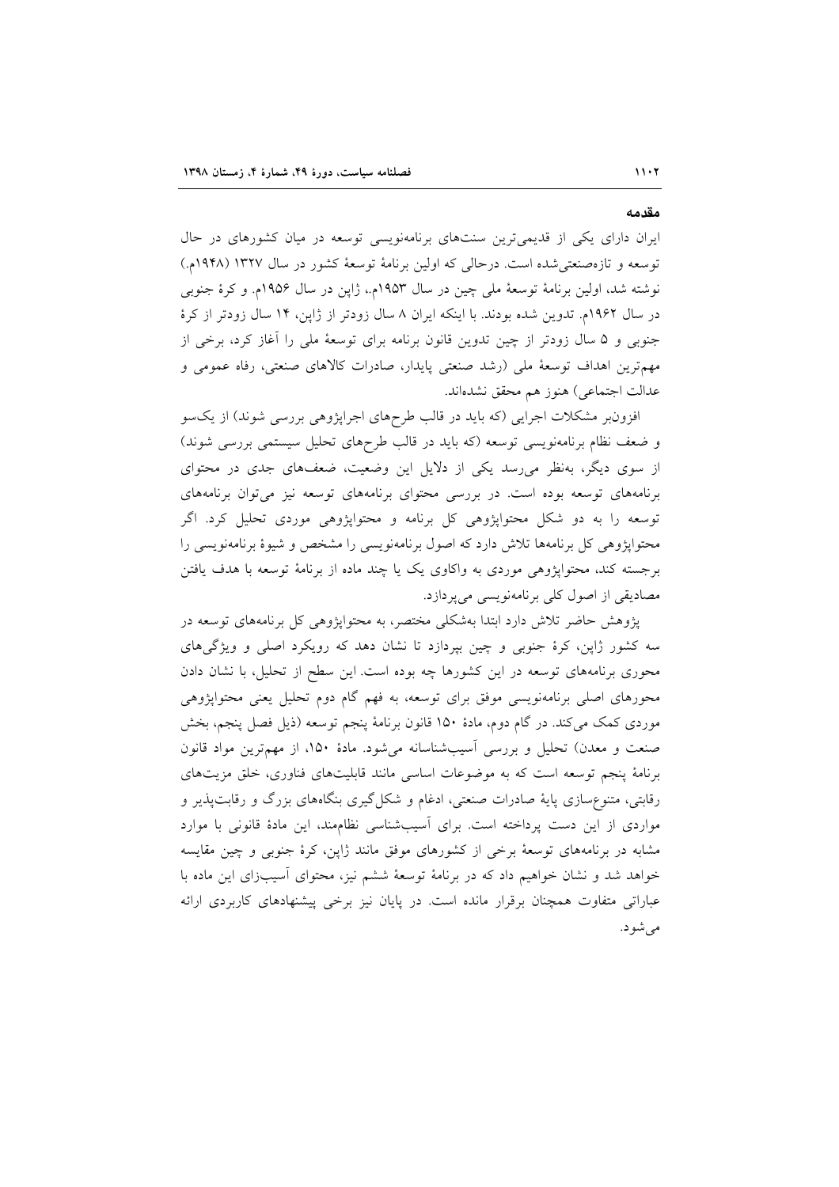## مقدمه

ایران دارای یکی از قدیمی‌ترین سنت‌های برنامه‌نویسی توسعه در میان کشورهای در حال توسعه و تازه‌صنعتی‌شده است. درحالی که اولین برنامهٔ توسعهٔ کشور در سال ۱۳۲۷ (۱۹۴۸م.) نوشته شد، اولین برنامهٔ توسعهٔ ملی چین در سال ۱۹۵۳م.، ژاپن در سال ۱۹۵۶م. و کرهٔ جنوبی در سال ۱۹۶۲م. تدوین شده بودند. با اینکه ایران ۸ سال زودتر از ژاپن، ۱۴ سال زودتر از کرهٔ جنوبی و ۵ سال زودتر از چین تدوین قانون برنامه برای توسعهٔ ملی را آغاز کرد، برخی از مهم‌ترین اهداف توسعهٔ ملی (رشد صنعتی پایدار، صادرات کالاهای صنعتی، رفاه عمومی و عدالت اجتماعی) هنوز هم محقق نشده‌اند.

افزون‌بر مشکلات اجرایی (که باید در قالب طرح‌های اجراپژوهی بررسی شوند) از یک‌سو و ضعف نظام برنامه‌نویسی توسعه (که باید در قالب طرح‌های تحلیل سیستمی بررسی شوند) از سوی دیگر، به‌نظر می‌رسد یکی از دلایل این وضعیت، ضعف‌های جدی در محتوای برنامه‌های توسعه بوده است. در بررسی محتوای برنامه‌های توسعه نیز می‌توان برنامه‌های توسعه را به دو شکل محتواپژوهی کل برنامه و محتواپژوهی موردی تحلیل کرد. اگر محتواپژوهی کل برنامه‌ها تلاش دارد که اصول برنامه‌نویسی را مشخص و شیوهٔ برنامه‌نویسی را برجسته کند، محتواپژوهی موردی به واکاوی یک یا چند ماده از برنامهٔ توسعه با هدف یافتن مصادیقی از اصول کلی برنامه‌نویسی می‌پردازد.

پژوهش حاضر تلاش دارد ابتدا به‌شکلی مختصر، به محتواپژوهی کل برنامه‌های توسعه در سه کشور ژاپن، کرهٔ جنوبی و چین بپردازد تا نشان دهد که رویکرد اصلی و ویژگی‌های محوری برنامه‌های توسعه در این کشورها چه بوده است. این سطح از تحلیل، با نشان دادن محورهای اصلی برنامه‌نویسی موفق برای توسعه، به فهم گام دوم تحلیل یعنی محتواپژوهی موردی کمک می‌کند. در گام دوم، مادهٔ ۱۵۰ قانون برنامهٔ پنجم توسعه (ذیل فصل پنجم، بخش صنعت و معدن) تحلیل و بررسی آسیب‌شناسانه می‌شود. مادهٔ ۱۵۰، از مهم‌ترین مواد قانون برنامهٔ پنجم توسعه است که به موضوعات اساسی مانند قابلیت‌های فناوری، خلق مزیت‌های رقابتی، متنوع‌سازی پایهٔ صادرات صنعتی، ادغام و شکل‌گیری بنگاه‌های بزرگ و رقابت‌پذیر و مواردی از این دست پرداخته است. برای آسیب‌شناسی نظام‌مند، این مادهٔ قانونی با موارد مشابه در برنامه‌های توسعهٔ برخی از کشورهای موفق مانند ژاپن، کرهٔ جنوبی و چین مقایسه خواهد شد و نشان خواهیم داد که در برنامهٔ توسعهٔ ششم نیز، محتوای آسیب‌زای این ماده با عباراتی متفاوت همچنان برقرار مانده است. در پایان نیز برخی پیشنهادهای کاربردی ارائه می‌شود.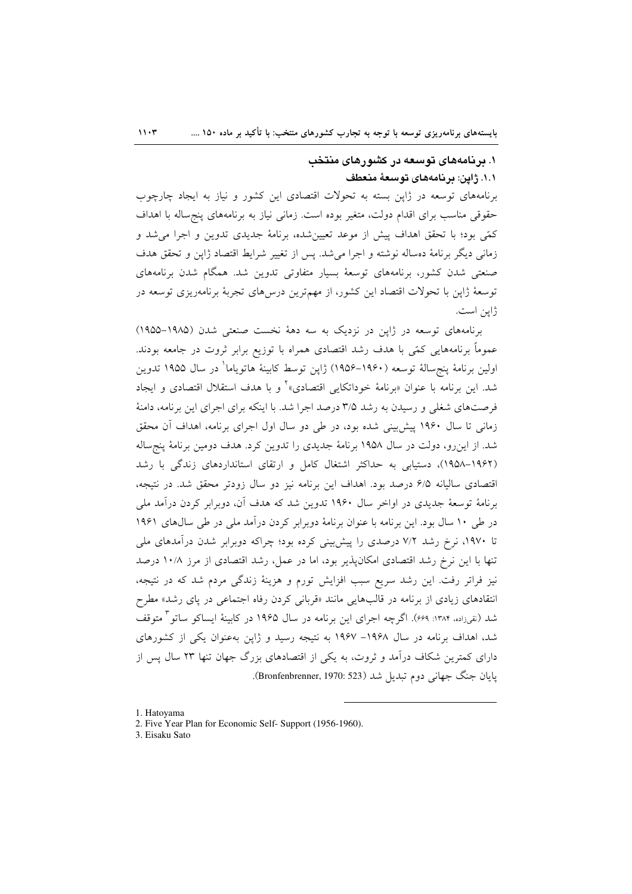## ۱. برنامه‌های توسعه در کشورهای منتخب

### ۱.۱. ژاپن: برنامه‌های توسعۀ منعطف

برنامه‌های توسعه در ژاپن بسته به تحولات اقتصادی این کشور و نیاز به ایجاد چارچوب حقوقی مناسب برای اقدام دولت، متغیر بوده است. زمانی نیاز به برنامه‌های پنج‌ساله با اهداف کمّی بود؛ با تحقق اهداف پیش از موعد تعیین‌شده، برنامۀ جدیدی تدوین و اجرا می‌شد و زمانی دیگر برنامۀ ده‌ساله نوشته و اجرا می‌شد. پس از تغییر شرایط اقتصاد ژاپن و تحقق هدف صنعتی شدن کشور، برنامه‌های توسعۀ بسیار متفاوتی تدوین شد. همگام شدن برنامه‌های توسعۀ ژاپن با تحولات اقتصاد این کشور، از مهم‌ترین درس‌های تجربۀ برنامه‌ریزی توسعه در ژاپن است.

برنامه‌های توسعه در ژاپن در نزدیک به سه دهۀ نخست صنعتی شدن (۱۹۸۵–۱۹۵۵) عموماً برنامه‌هایی کمّی با هدف رشد اقتصادی همراه با توزیع برابر ثروت در جامعه بودند. اولین برنامۀ پنج‌سالۀ توسعه (۱۹۶۰–۱۹۵۶) ژاپن توسط کابینۀ هاتویاما[1] در سال ۱۹۵۵ تدوین شد. این برنامه با عنوان «برنامۀ خوداتکایی اقتصادی»[2] و با هدف استقلال اقتصادی و ایجاد فرصت‌های شغلی و رسیدن به رشد ۳/۵ درصد اجرا شد. با اینکه برای اجرای این برنامه، دامنۀ زمانی تا سال ۱۹۶۰ پیش‌بینی شده بود، در طی دو سال اول اجرای برنامه، اهداف آن محقق شد. از این‌رو، دولت در سال ۱۹۵۸ برنامۀ جدیدی را تدوین کرد. هدف دومین برنامۀ پنج‌ساله (۱۹۶۲–۱۹۵۸)، دستیابی به حداکثر اشتغال کامل و ارتقای استانداردهای زندگی با رشد اقتصادی سالیانه ۶/۵ درصد بود. اهداف این برنامه نیز دو سال زودتر محقق شد. در نتیجه، برنامۀ توسعۀ جدیدی در اواخر سال ۱۹۶۰ تدوین شد که هدف آن، دوبرابر کردن درآمد ملی در طی ۱۰ سال بود. این برنامه با عنوان برنامۀ دوبرابر کردن درآمد ملی در طی سال‌های ۱۹۶۱ تا ۱۹۷۰، نرخ رشد ۷/۲ درصدی را پیش‌بینی کرده بود؛ چراکه دوبرابر شدن درآمدهای ملی تنها با این نرخ رشد اقتصادی امکان‌پذیر بود، اما در عمل، رشد اقتصادی از مرز ۱۰/۸ درصد نیز فراتر رفت. این رشد سریع سبب افزایش تورم و هزینۀ زندگی مردم شد که در نتیجه، انتقادهای زیادی از برنامه در قالب‌هایی مانند «قربانی کردن رفاه اجتماعی در پای رشد» مطرح شد (نقی‌زاده، ۱۳۸۴: ۶۶۹). اگرچه اجرای این برنامه در سال ۱۹۶۵ در کابینۀ ایساکو ساتو[3] متوقف شد، اهداف برنامه در سال ۱۹۶۸– ۱۹۶۷ به نتیجه رسید و ژاپن به‌عنوان یکی از کشورهای دارای کمترین شکاف درآمد و ثروت، به یکی از اقتصادهای بزرگ جهان تنها ۲۳ سال پس از پایان جنگ جهانی دوم تبدیل شد (Bronfenbrenner, 1970: 523).

---

1. Hatoyama
2. Five Year Plan for Economic Self- Support (1956-1960).
3. Eisaku Sato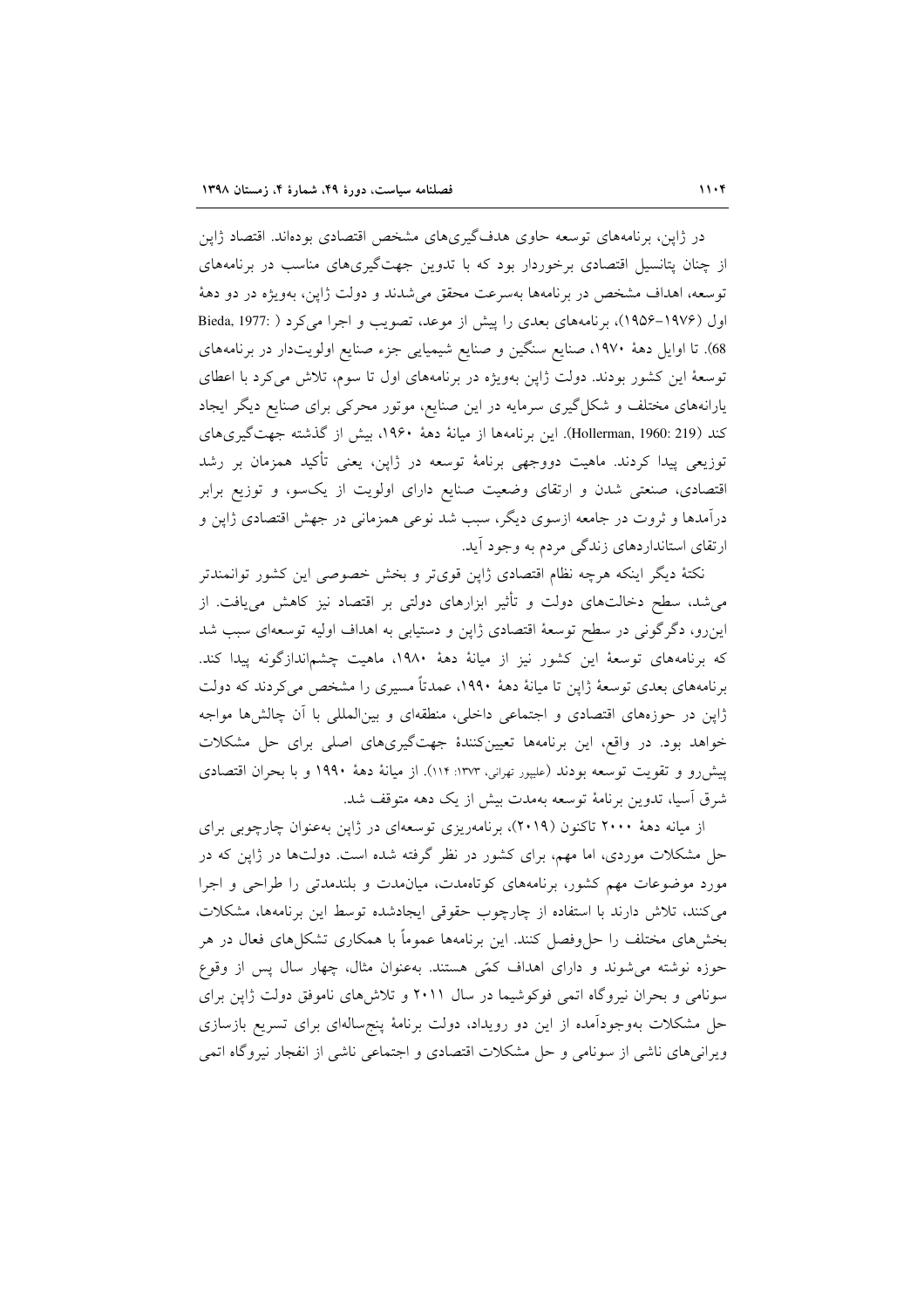در ژاپن، برنامه‌های توسعه حاوی هدف‌گیری‌های مشخص اقتصادی بوده‌اند. اقتصاد ژاپن از چنان پتانسیل اقتصادی برخوردار بود که با تدوین جهت‌گیری‌های مناسب در برنامه‌های توسعه، اهداف مشخص در برنامه‌ها به‌سرعت محقق می‌شدند و دولت ژاپن، به‌ویژه در دو دهۀ اول (۱۹۷۶-۱۹۵۶)، برنامه‌های بعدی را پیش از موعد، تصویب و اجرا می‌کرد (Bieda, 1977: 68). تا اوایل دهۀ ۱۹۷۰، صنایع سنگین و صنایع شیمیایی جزء صنایع اولویت‌دار در برنامه‌های توسعۀ این کشور بودند. دولت ژاپن به‌ویژه در برنامه‌های اول تا سوم، تلاش می‌کرد با اعطای یارانه‌های مختلف و شکل‌گیری سرمایه در این صنایع، موتور محرکی برای صنایع دیگر ایجاد کند (Hollerman, 1960: 219). این برنامه‌ها از میانۀ دهۀ ۱۹۶۰، بیش از گذشته جهت‌گیری‌های توزیعی پیدا کردند. ماهیت دووجهی برنامۀ توسعه در ژاپن، یعنی تأکید همزمان بر رشد اقتصادی، صنعتی شدن و ارتقای وضعیت صنایع دارای اولویت از یک‌سو، و توزیع برابر درآمدها و ثروت در جامعه ازسوی دیگر، سبب شد نوعی همزمانی در جهش اقتصادی ژاپن و ارتقای استانداردهای زندگی مردم به وجود آید.

نکتۀ دیگر اینکه هرچه نظام اقتصادی ژاپن قوی‌تر و بخش خصوصی این کشور توانمندتر می‌شد، سطح دخالت‌های دولت و تأثیر ابزارهای دولتی بر اقتصاد نیز کاهش می‌یافت. از این‌رو، دگرگونی در سطح توسعۀ اقتصادی ژاپن و دستیابی به اهداف اولیه توسعه‌ای سبب شد که برنامه‌های توسعۀ این کشور نیز از میانۀ دهۀ ۱۹۸۰، ماهیت چشم‌اندازگونه پیدا کند. برنامه‌های بعدی توسعۀ ژاپن تا میانۀ دهۀ ۱۹۹۰، عمدتاً مسیری را مشخص می‌کردند که دولت ژاپن در حوزه‌های اقتصادی و اجتماعی داخلی، منطقه‌ای و بین‌المللی با آن چالش‌ها مواجه خواهد بود. در واقع، این برنامه‌ها تعیین‌کنندۀ جهت‌گیری‌های اصلی برای حل مشکلات پیش‌رو و تقویت توسعه بودند (علیپور تهرانی، ۱۳۷۳: ۱۱۴). از میانۀ دهۀ ۱۹۹۰ و با بحران اقتصادی شرق آسیا، تدوین برنامۀ توسعه به‌مدت بیش از یک دهه متوقف شد.

از میانه دهۀ ۲۰۰۰ تاکنون (۲۰۱۹)، برنامه‌ریزی توسعه‌ای در ژاپن به‌عنوان چارچوبی برای حل مشکلات موردی، اما مهم، برای کشور در نظر گرفته شده است. دولت‌ها در ژاپن که در مورد موضوعات مهم کشور، برنامه‌های کوتاه‌مدت، میان‌مدت و بلندمدتی را طراحی و اجرا می‌کنند، تلاش دارند با استفاده از چارچوب حقوقی ایجادشده توسط این برنامه‌ها، مشکلات بخش‌های مختلف را حل‌وفصل کنند. این برنامه‌ها عموماً با همکاری تشکل‌های فعال در هر حوزه نوشته می‌شوند و دارای اهداف کمّی هستند. به‌عنوان مثال، چهار سال پس از وقوع سونامی و بحران نیروگاه اتمی فوکوشیما در سال ۲۰۱۱ و تلاش‌های ناموفق دولت ژاپن برای حل مشکلات به‌وجودآمده از این دو رویداد، دولت برنامۀ پنج‌ساله‌ای برای تسریع بازسازی ویرانی‌های ناشی از سونامی و حل مشکلات اقتصادی و اجتماعی ناشی از انفجار نیروگاه اتمی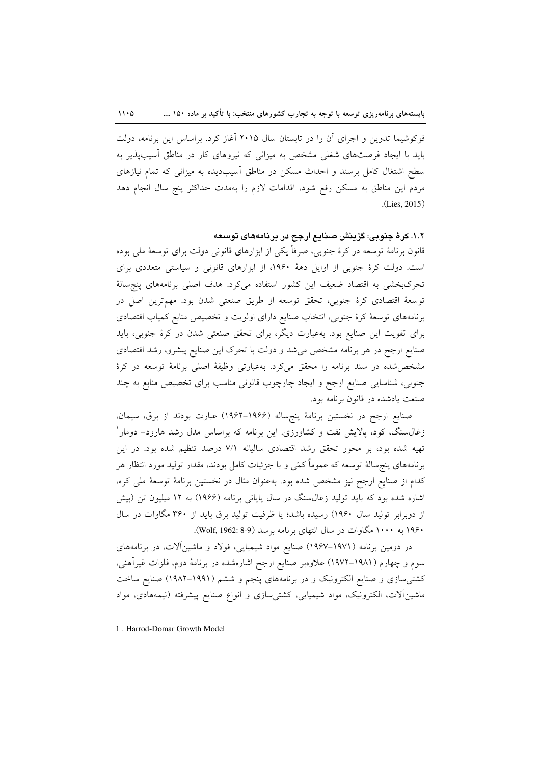فوکوشیما تدوین و اجرای آن را در تابستان سال ۲۰۱۵ آغاز کرد. براساس این برنامه، دولت باید با ایجاد فرصت‌های شغلی مشخص به میزانی که نیروهای کار در مناطق آسیب‌پذیر به سطح اشتغال کامل برسند و احداث مسکن در مناطق آسیب‌دیده به میزانی که تمام نیازهای مردم این مناطق به مسکن رفع شود، اقدامات لازم را به‌مدت حداکثر پنج سال انجام دهد (Lies, 2015).

### ۱.۲. کرهٔ جنوبی: گزینش صنایع ارجح در برنامه‌های توسعه

قانون برنامهٔ توسعه در کرهٔ جنوبی، صرفاً یکی از ابزارهای قانونی دولت برای توسعهٔ ملی بوده است. دولت کرهٔ جنوبی از اوایل دههٔ ۱۹۶۰، از ابزارهای قانونی و سیاستی متعددی برای تحرک‌بخشی به اقتصاد ضعیف این کشور استفاده می‌کرد. هدف اصلی برنامه‌های پنج‌سالهٔ توسعهٔ اقتصادی کرهٔ جنوبی، تحقق توسعه از طریق صنعتی شدن بود. مهم‌ترین اصل در برنامه‌های توسعهٔ کرهٔ جنوبی، انتخاب صنایع دارای اولویت و تخصیص منابع کمیاب اقتصادی برای تقویت این صنایع بود. به‌عبارت دیگر، برای تحقق صنعتی شدن در کرهٔ جنوبی، باید صنایع ارجح در هر برنامه مشخص می‌شد و دولت با تحرک این صنایع پیشرو، رشد اقتصادی مشخص‌شده در سند برنامه را محقق می‌کرد. به‌عبارتی وظیفهٔ اصلی برنامهٔ توسعه در کرهٔ جنوبی، شناسایی صنایع ارجح و ایجاد چارچوب قانونی مناسب برای تخصیص منابع به چند صنعت یادشده در قانون برنامه بود.

صنایع ارجح در نخستین برنامهٔ پنج‌ساله (۱۹۶۶-۱۹۶۲) عبارت بودند از برق، سیمان، زغال‌سنگ، کود، پالایش نفت و کشاورزی. این برنامه که براساس مدل رشد هارود- دومار[1] تهیه شده بود، بر محور تحقق رشد اقتصادی سالیانه ۷/۱ درصد تنظیم شده بود. در این برنامه‌های پنج‌سالهٔ توسعه که عموماً کمّی و با جزئیات کامل بودند، مقدار تولید مورد انتظار هر کدام از صنایع ارجح نیز مشخص شده بود. به‌عنوان مثال در نخستین برنامهٔ توسعهٔ ملی کره، اشاره شده بود که باید تولید زغال‌سنگ در سال پایانی برنامه (۱۹۶۶) به ۱۲ میلیون تن (بیش از دوبرابر تولید سال ۱۹۶۰) رسیده باشد؛ یا ظرفیت تولید برق باید از ۳۶۰ مگاوات در سال ۱۹۶۰ به ۱۰۰۰ مگاوات در سال انتهای برنامه برسد (Wolf, 1962: 8-9).

در دومین برنامه (۱۹۷۱-۱۹۶۷) صنایع مواد شیمیایی، فولاد و ماشین‌آلات، در برنامه‌های سوم و چهارم (۱۹۸۱-۱۹۷۲) علاوه‌بر صنایع ارجح اشاره‌شده در برنامهٔ دوم، فلزات غیرآهنی، کشتی‌سازی و صنایع الکترونیک و در برنامه‌های پنجم و ششم (۱۹۹۱-۱۹۸۲) صنایع ساخت ماشین‌آلات، الکترونیک، مواد شیمیایی، کشتی‌سازی و انواع صنایع پیشرفته (نیمه‌هادی، مواد

---

1. Harrod-Domar Growth Model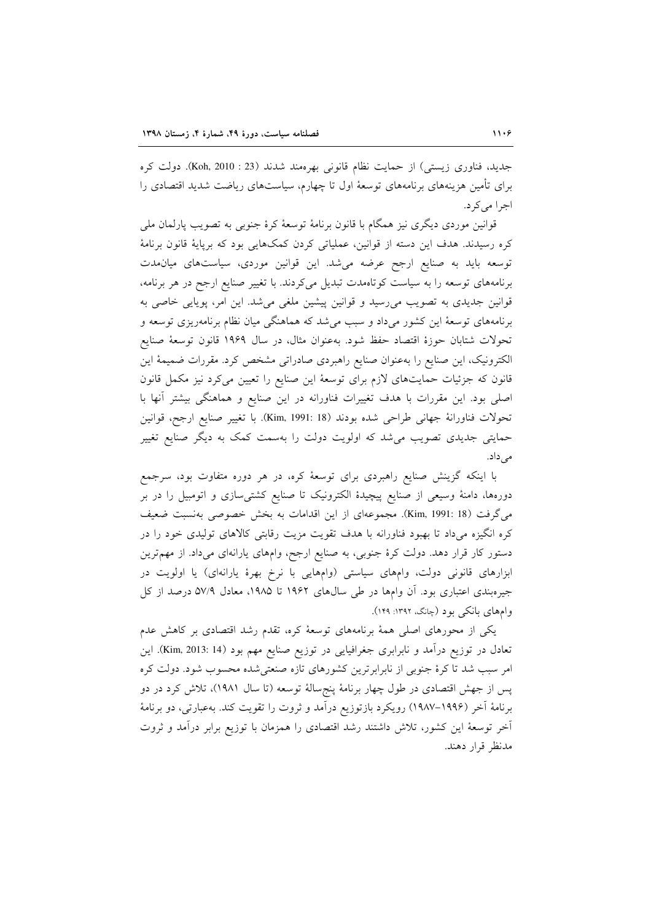جدید، فناوری زیستی) از حمایت نظام قانونی بهره‌مند شدند (Koh, 2010 : 23). دولت کره برای تأمین هزینه‌های برنامه‌های توسعهٔ اول تا چهارم، سیاست‌های ریاضت شدید اقتصادی را اجرا می‌کرد.

قوانین موردی دیگری نیز همگام با قانون برنامهٔ توسعهٔ کرهٔ جنوبی به تصویب پارلمان ملی کره رسیدند. هدف این دسته از قوانین، عملیاتی کردن کمک‌هایی بود که برپایهٔ قانون برنامهٔ توسعه باید به صنایع ارجح عرضه می‌شد. این قوانین موردی، سیاست‌های میان‌مدت برنامه‌های توسعه را به سیاست کوتاه‌مدت تبدیل می‌کردند. با تغییر صنایع ارجح در هر برنامه، قوانین جدیدی به تصویب می‌رسید و قوانین پیشین ملغی می‌شد. این امر، پویایی خاصی به برنامه‌های توسعهٔ این کشور می‌داد و سبب می‌شد که هماهنگی میان نظام برنامه‌ریزی توسعه و تحولات شتابان حوزهٔ اقتصاد حفظ شود. به‌عنوان مثال، در سال ۱۹۶۹ قانون توسعهٔ صنایع الکترونیک، این صنایع را به‌عنوان صنایع راهبردی صادراتی مشخص کرد. مقررات ضمیمهٔ این قانون که جزئیات حمایت‌های لازم برای توسعهٔ این صنایع را تعیین می‌کرد نیز مکمل قانون اصلی بود. این مقررات با هدف تغییرات فناورانه در این صنایع و هماهنگی بیشتر آنها با تحولات فناورانهٔ جهانی طراحی شده بودند (Kim, 1991: 18). با تغییر صنایع ارجح، قوانین حمایتی جدیدی تصویب می‌شد که اولویت دولت را به‌سمت کمک به دیگر صنایع تغییر می‌داد.

با اینکه گزینش صنایع راهبردی برای توسعهٔ کره، در هر دوره متفاوت بود، سرجمع دوره‌ها، دامنهٔ وسیعی از صنایع پیچیدهٔ الکترونیک تا صنایع کشتی‌سازی و اتومبیل را در بر می‌گرفت (Kim, 1991: 18). مجموعه‌ای از این اقدامات به بخش خصوصی به‌نسبت ضعیف کره انگیزه می‌داد تا بهبود فناورانه با هدف تقویت مزیت رقابتی کالاهای تولیدی خود را در دستور کار قرار دهد. دولت کرهٔ جنوبی، به صنایع ارجح، وام‌های یارانه‌ای می‌داد. از مهم‌ترین ابزارهای قانونی دولت، وام‌های سیاستی (وام‌هایی با نرخ بهرهٔ یارانه‌ای) یا اولویت در جیره‌بندی اعتباری بود. آن وام‌ها در طی سال‌های ۱۹۶۲ تا ۱۹۸۵، معادل ۵۷/۹ درصد از کل وام‌های بانکی بود (چانگ، ۱۳۹۲: ۱۴۹).

یکی از محورهای اصلی همهٔ برنامه‌های توسعهٔ کره، تقدم رشد اقتصادی بر کاهش عدم تعادل در توزیع درآمد و نابرابری جغرافیایی در توزیع صنایع مهم بود (Kim, 2013: 14). این امر سبب شد تا کرهٔ جنوبی از نابرابرترین کشورهای تازه صنعتی‌شده محسوب شود. دولت کره پس از جهش اقتصادی در طول چهار برنامهٔ پنج‌سالهٔ توسعه (تا سال ۱۹۸۱)، تلاش کرد در دو برنامهٔ آخر (۱۹۹۶–۱۹۸۷) رویکرد بازتوزیع درآمد و ثروت را تقویت کند. به‌عبارتی، دو برنامهٔ آخر توسعهٔ این کشور، تلاش داشتند رشد اقتصادی را همزمان با توزیع برابر درآمد و ثروت مدنظر قرار دهند.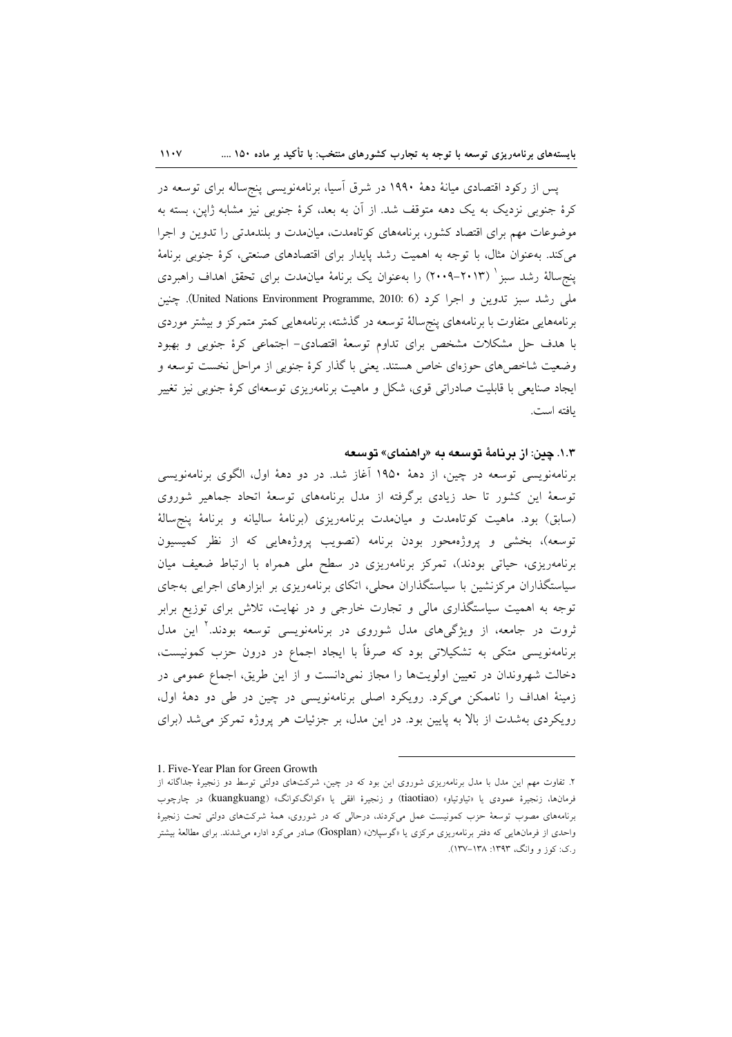پس از رکود اقتصادی میانهٔ دههٔ ۱۹۹۰ در شرق آسیا، برنامه‌نویسی پنج‌ساله برای توسعه در کرهٔ جنوبی نزدیک به یک دهه متوقف شد. از آن به بعد، کرهٔ جنوبی نیز مشابه ژاپن، بسته به موضوعات مهم برای اقتصاد کشور، برنامه‌های کوتاه‌مدت، میان‌مدت و بلندمدتی را تدوین و اجرا می‌کند. به‌عنوان مثال، با توجه به اهمیت رشد پایدار برای اقتصادهای صنعتی، کرهٔ جنوبی برنامهٔ پنج‌سالهٔ رشد سبز[1] (۲۰۱۳-۲۰۰۹) را به‌عنوان یک برنامهٔ میان‌مدت برای تحقق اهداف راهبردی ملی رشد سبز تدوین و اجرا کرد (United Nations Environment Programme, 2010: 6). چنین برنامه‌هایی متفاوت با برنامه‌های پنج‌سالهٔ توسعه در گذشته، برنامه‌هایی کمتر متمرکز و بیشتر موردی با هدف حل مشکلات مشخص برای تداوم توسعهٔ اقتصادی- اجتماعی کرهٔ جنوبی و بهبود وضعیت شاخص‌های حوزه‌ای خاص هستند. یعنی با گذار کرهٔ جنوبی از مراحل نخست توسعه و ایجاد صنایعی با قابلیت صادراتی قوی، شکل و ماهیت برنامه‌ریزی توسعه‌ای کرهٔ جنوبی نیز تغییر یافته است.

### ۱.۳. چین: از برنامهٔ توسعه به «راهنمای» توسعه

برنامه‌نویسی توسعه در چین، از دههٔ ۱۹۵۰ آغاز شد. در دو دههٔ اول، الگوی برنامه‌نویسی توسعهٔ این کشور تا حد زیادی برگرفته از مدل برنامه‌های توسعهٔ اتحاد جماهیر شوروی (سابق) بود. ماهیت کوتاه‌مدت و میان‌مدت برنامه‌ریزی (برنامهٔ سالیانه و برنامهٔ پنج‌سالهٔ توسعه)، بخشی و پروژه‌محور بودن برنامه (تصویب پروژه‌هایی که از نظر کمیسیون برنامه‌ریزی، حیاتی بودند)، تمرکز برنامه‌ریزی در سطح ملی همراه با ارتباط ضعیف میان سیاستگذاران مرکزنشین با سیاستگذاران محلی، اتکای برنامه‌ریزی بر ابزارهای اجرایی به‌جای توجه به اهمیت سیاستگذاری مالی و تجارت خارجی و در نهایت، تلاش برای توزیع برابر ثروت در جامعه، از ویژگی‌های مدل شوروی در برنامه‌نویسی توسعه بودند.[2] این مدل برنامه‌نویسی متکی به تشکیلاتی بود که صرفاً با ایجاد اجماع در درون حزب کمونیست، دخالت شهروندان در تعیین اولویت‌ها را مجاز نمی‌دانست و از این طریق، اجماع عمومی در زمینهٔ اهداف را ناممکن می‌کرد. رویکرد اصلی برنامه‌نویسی در چین در طی دو دههٔ اول، رویکردی به‌شدت از بالا به پایین بود. در این مدل، بر جزئیات هر پروژه تمرکز می‌شد (برای

---

1. Five-Year Plan for Green Growth

۲. تفاوت مهم این مدل با مدل برنامه‌ریزی شوروی این بود که در چین، شرکت‌های دولتی توسط دو زنجیرهٔ جداگانه از فرمان‌ها، زنجیرهٔ عمودی یا «تیاوتیاو» (tiaotiao) و زنجیرهٔ افقی یا «کوانگ‌کوانگ» (kuangkuang) در چارچوب برنامه‌های مصوب توسعهٔ حزب کمونیست عمل می‌کردند، درحالی که در شوروی، همهٔ شرکت‌های دولتی تحت زنجیرهٔ واحدی از فرمان‌هایی که دفتر برنامه‌ریزی مرکزی یا «گوسپلان» (Gosplan) صادر می‌کرد اداره می‌شدند. برای مطالعهٔ بیشتر ر.ک: کوز و وانگ، ۱۳۹۳: ۱۳۸-۱۳۷).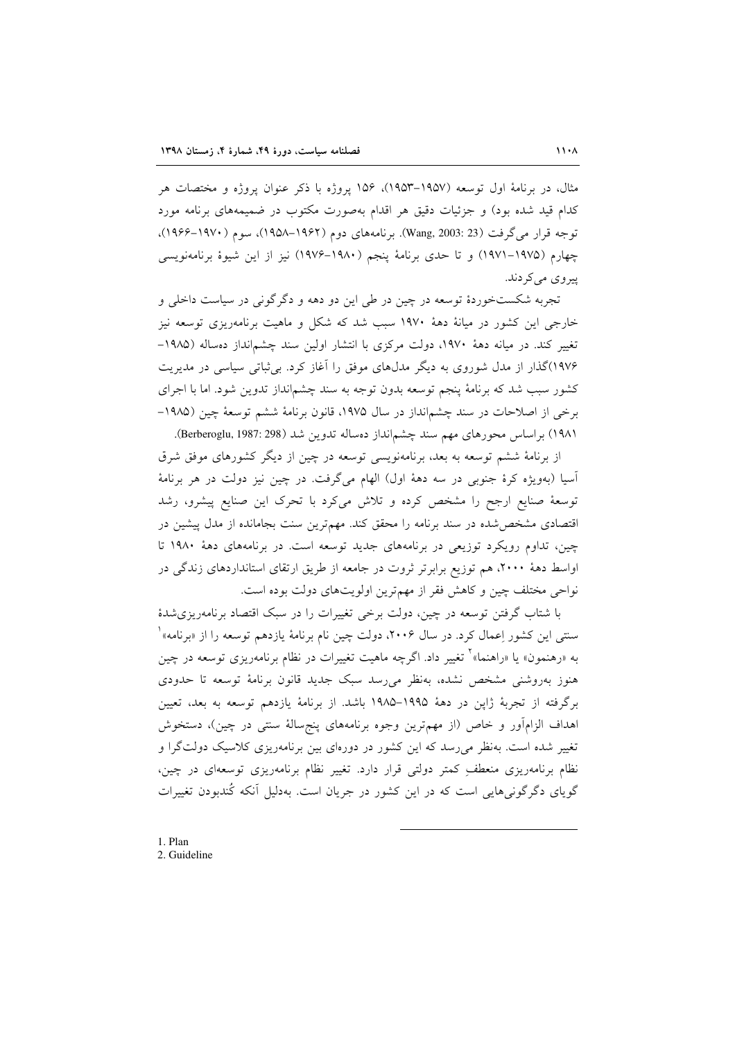مثال، در برنامهٔ اول توسعه (۱۹۵۷-۱۹۵۳)، ۱۵۶ پروژه با ذکر عنوان پروژه و مختصات هر کدام قید شده بود) و جزئیات دقیق هر اقدام به‌صورت مکتوب در ضمیمه‌های برنامه مورد توجه قرار می‌گرفت (Wang, 2003: 23). برنامه‌های دوم (۱۹۶۲-۱۹۵۸)، سوم (۱۹۷۰-۱۹۶۶)، چهارم (۱۹۷۵-۱۹۷۱) و تا حدی برنامهٔ پنجم (۱۹۸۰-۱۹۷۶) نیز از این شیوهٔ برنامه‌نویسی پیروی می‌کردند.

تجربه شکست‌خوردهٔ توسعه در چین در طی این دو دهه و دگرگونی در سیاست داخلی و خارجی این کشور در میانهٔ دهۀ ۱۹۷۰ سبب شد که شکل و ماهیت برنامه‌ریزی توسعه نیز تغییر کند. در میانه دهۀ ۱۹۷۰، دولت مرکزی با انتشار اولین سند چشم‌انداز ده‌ساله (۱۹۸۵-۱۹۷۶)گذار از مدل شوروی به دیگر مدل‌های موفق را آغاز کرد. بی‌ثباتی سیاسی در مدیریت کشور سبب شد که برنامهٔ پنجم توسعه بدون توجه به سند چشم‌انداز تدوین شود. اما با اجرای برخی از اصلاحات در سند چشم‌انداز در سال ۱۹۷۵، قانون برنامهٔ ششم توسعهٔ چین (۱۹۸۵-۱۹۸۱) براساس محورهای مهم سند چشم‌انداز ده‌ساله تدوین شد (Berberoglu, 1987: 298).

از برنامهٔ ششم توسعه به بعد، برنامه‌نویسی توسعه در چین از دیگر کشورهای موفق شرق آسیا (به‌ویژه کرهٔ جنوبی در سه دهۀ اول) الهام می‌گرفت. در چین نیز دولت در هر برنامهٔ توسعهٔ صنایع ارجح را مشخص کرده و تلاش می‌کرد با تحرک این صنایع پیشرو، رشد اقتصادی مشخص‌شده در سند برنامه را محقق کند. مهم‌ترین سنت بجامانده از مدل پیشین در چین، تداوم رویکرد توزیعی در برنامه‌های جدید توسعه است. در برنامه‌های دهۀ ۱۹۸۰ تا اواسط دهۀ ۲۰۰۰، هم توزیع برابرتر ثروت در جامعه از طریق ارتقای استانداردهای زندگی در نواحی مختلف چین و کاهش فقر از مهم‌ترین اولویت‌های دولت بوده است.

با شتاب گرفتن توسعه در چین، دولت برخی تغییرات را در سبک اقتصاد برنامه‌ریزی‌شدهٔ سنتی این کشور اِعمال کرد. در سال ۲۰۰۶، دولت چین نام برنامهٔ یازدهم توسعه را از «برنامه»[1] به «رهنمون» یا «راهنما»[2] تغییر داد. اگرچه ماهیت تغییرات در نظام برنامه‌ریزی توسعه در چین هنوز به‌روشنی مشخص نشده، به‌نظر می‌رسد سبک جدید قانون برنامهٔ توسعه تا حدودی برگرفته از تجربهٔ ژاپن در دهۀ ۱۹۹۵-۱۹۸۵ باشد. از برنامهٔ یازدهم توسعه به بعد، تعیین اهداف الزام‌آور و خاص (از مهم‌ترین وجوه برنامه‌های پنج‌سالهٔ سنتی در چین)، دستخوش تغییر شده است. به‌نظر می‌رسد که این کشور در دوره‌ای بین برنامه‌ریزی کلاسیک دولت‌گرا و نظام برنامه‌ریزی منعطفِ کمتر دولتی قرار دارد. تغییر نظام برنامه‌ریزی توسعه‌ای در چین، گویای دگرگونی‌هایی است که در این کشور در جریان است. به‌دلیل آنکه کُندبودن تغییرات

1. Plan
2. Guideline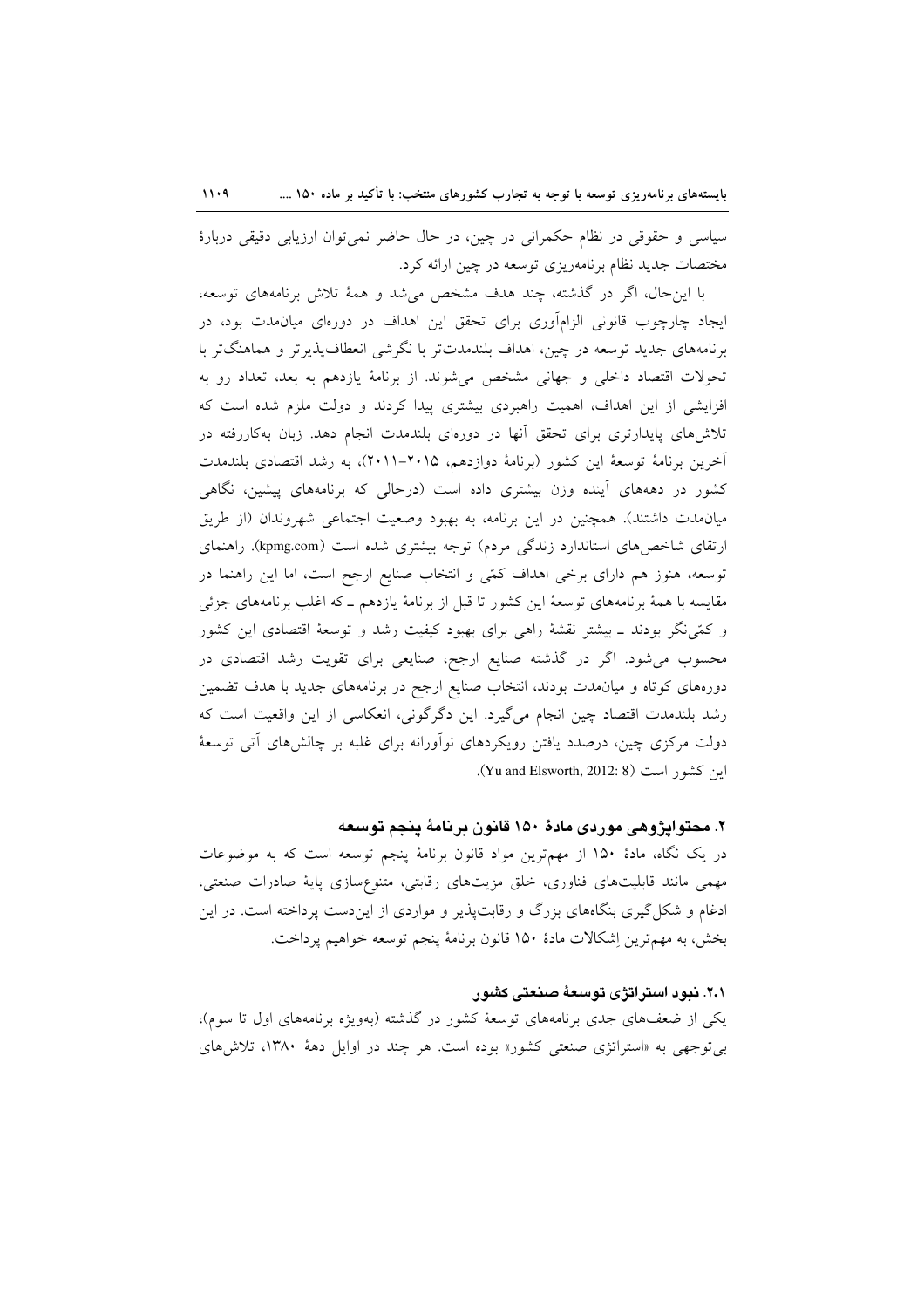سیاسی و حقوقی در نظام حکمرانی در چین، در حال حاضر نمی‌توان ارزیابی دقیقی دربارهٔ مختصات جدید نظام برنامه‌ریزی توسعه در چین ارائه کرد.

با این‌حال، اگر در گذشته، چند هدف مشخص می‌شد و همهٔ تلاش برنامه‌های توسعه، ایجاد چارچوب قانونی الزام‌آوری برای تحقق این اهداف در دوره‌ای میان‌مدت بود، در برنامه‌های جدید توسعه در چین، اهداف بلندمدت‌تر با نگرشی انعطاف‌پذیرتر و هماهنگ‌تر با تحولات اقتصاد داخلی و جهانی مشخص می‌شوند. از برنامهٔ یازدهم به بعد، تعداد رو به افزایشی از این اهداف، اهمیت راهبردی بیشتری پیدا کردند و دولت ملزم شده است که تلاش‌های پایدارتری برای تحقق آنها در دوره‌ای بلندمدت انجام دهد. زبان به‌کاررفته در آخرین برنامهٔ توسعهٔ این کشور (برنامهٔ دوازدهم، ۲۰۱۵-۲۰۱۱)، به رشد اقتصادی بلندمدت کشور در دهه‌های آینده وزن بیشتری داده است (درحالی که برنامه‌های پیشین، نگاهی میان‌مدت داشتند). همچنین در این برنامه، به بهبود وضعیت اجتماعی شهروندان (از طریق ارتقای شاخص‌های استاندارد زندگی مردم) توجه بیشتری شده است (kpmg.com). راهنمای توسعه، هنوز هم دارای برخی اهداف کمّی و انتخاب صنایع ارجح است، اما این راهنما در مقایسه با همهٔ برنامه‌های توسعهٔ این کشور تا قبل از برنامهٔ یازدهم ـ که اغلب برنامه‌های جزئی و کمّی‌نگر بودند ـ بیشتر نقشهٔ راهی برای بهبود کیفیت رشد و توسعهٔ اقتصادی این کشور محسوب می‌شود. اگر در گذشته صنایع ارجح، صنایعی برای تقویت رشد اقتصادی در دوره‌های کوتاه و میان‌مدت بودند، انتخاب صنایع ارجح در برنامه‌های جدید با هدف تضمین رشد بلندمدت اقتصاد چین انجام می‌گیرد. این دگرگونی، انعکاسی از این واقعیت است که دولت مرکزی چین، درصدد یافتن رویکردهای نوآورانه برای غلبه بر چالش‌های آتی توسعهٔ این کشور است (Yu and Elsworth, 2012: 8).

## ۲. محتواپژوهی موردی مادهٔ ۱۵۰ قانون برنامهٔ پنجم توسعه

در یک نگاه، مادهٔ ۱۵۰ از مهم‌ترین مواد قانون برنامهٔ پنجم توسعه است که به موضوعات مهمی مانند قابلیت‌های فناوری، خلق مزیت‌های رقابتی، متنوع‌سازی پایهٔ صادرات صنعتی، ادغام و شکل‌گیری بنگاه‌های بزرگ و رقابت‌پذیر و مواردی از این‌دست پرداخته است. در این بخش، به مهم‌ترین اِشکالات مادهٔ ۱۵۰ قانون برنامهٔ پنجم توسعه خواهیم پرداخت.

### ۲.۱. نبود استراتژی توسعهٔ صنعتی کشور

یکی از ضعف‌های جدی برنامه‌های توسعهٔ کشور در گذشته (به‌ویژه برنامه‌های اول تا سوم)، بی‌توجهی به «استراتژی صنعتی کشور» بوده است. هر چند در اوایل دههٔ ۱۳۸۰، تلاش‌های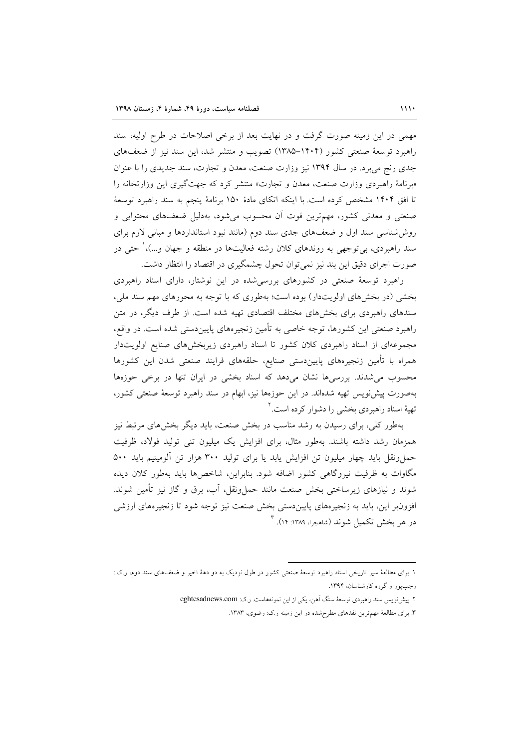مهمی در این زمینه صورت گرفت و در نهایت بعد از برخی اصلاحات در طرح اولیه، سند راهبرد توسعهٔ صنعتی کشور (۱۴۰۴–۱۳۸۵) تصویب و منتشر شد، این سند نیز از ضعف‌های جدی رنج می‌برد. در سال ۱۳۹۴ نیز وزارت صنعت، معدن و تجارت، سند جدیدی را با عنوان «برنامهٔ راهبردی وزارت صنعت، معدن و تجارت» منتشر کرد که جهت‌گیری این وزارتخانه را تا افق ۱۴۰۴ مشخص کرده است. با اینکه اتکای مادهٔ ۱۵۰ برنامهٔ پنجم به سند راهبرد توسعهٔ صنعتی و معدنی کشور، مهم‌ترین قوت آن محسوب می‌شود، به‌دلیل ضعف‌های محتوایی و روش‌شناسی سند اول و ضعف‌های جدی سند دوم (مانند نبود استانداردها و مبانی لازم برای سند راهبردی، بی‌توجهی به روندهای کلان رشته فعالیت‌ها در منطقه و جهان و...)،[1] حتی در صورت اجرای دقیق این بند نیز نمی‌توان تحول چشمگیری در اقتصاد را انتظار داشت.

راهبرد توسعهٔ صنعتی در کشورهای بررسی‌شده در این نوشتار، دارای اسناد راهبردی بخشی (در بخش‌های اولویت‌دار) بوده است؛ به‌طوری که با توجه به محورهای مهم سند ملی، سندهای راهبردی برای بخش‌های مختلف اقتصادی تهیه شده است. از طرف دیگر، در متن راهبرد صنعتی این کشورها، توجه خاصی به تأمین زنجیره‌های پایین‌دستی شده است. در واقع، مجموعه‌ای از اسناد راهبردی کلان کشور تا اسناد راهبردی زیربخش‌های صنایع اولویت‌دار همراه با تأمین زنجیره‌های پایین‌دستی صنایع، حلقه‌های فرایند صنعتی شدن این کشورها محسوب می‌شدند. بررسی‌ها نشان می‌دهد که اسناد بخشی در ایران تنها در برخی حوزه‌ها به‌صورت پیش‌نویس تهیه شده‌اند. در این حوزه‌ها نیز، ابهام در سند راهبرد توسعهٔ صنعتی کشور، تهیهٔ اسناد راهبردی بخشی را دشوار کرده است.[2]

به‌طور کلی، برای رسیدن به رشد مناسب در بخش صنعت، باید دیگر بخش‌های مرتبط نیز همزمان رشد داشته باشند. به‌طور مثال، برای افزایش یک میلیون تنی تولید فولاد، ظرفیت حمل‌ونقل باید چهار میلیون تن افزایش یابد یا برای تولید ۳۰۰ هزار تن آلومینیم باید ۵۰۰ مگاوات به ظرفیت نیروگاهی کشور اضافه شود. بنابراین، شاخص‌ها باید به‌طور کلان دیده شوند و نیازهای زیرساختی بخش صنعت مانند حمل‌ونقل، آب، برق و گاز نیز تأمین شوند. افزون‌بر این، باید به زنجیره‌های پایین‌دستی بخش صنعت نیز توجه شود تا زنجیره‌های ارزشی در هر بخش تکمیل شوند (شاهچرا، ۱۳۸۹: ۱۴).[3]

---

۱. برای مطالعهٔ سیر تاریخی اسناد راهبرد توسعهٔ صنعتی کشور در طول نزدیک به دو دههٔ اخیر و ضعف‌های سند دوم، ر.ک.: رجب‌پور و گروه کارشناسان، ۱۳۹۴.

۲. پیش‌نویس سند راهبردی توسعهٔ سنگ آهن، یکی از این نمونه‌هاست. ر.ک: eghtesadnews.com

۳. برای مطالعهٔ مهم‌ترین نقدهای مطرح‌شده در این زمینه ر.ک: رضوی، ۱۳۸۳.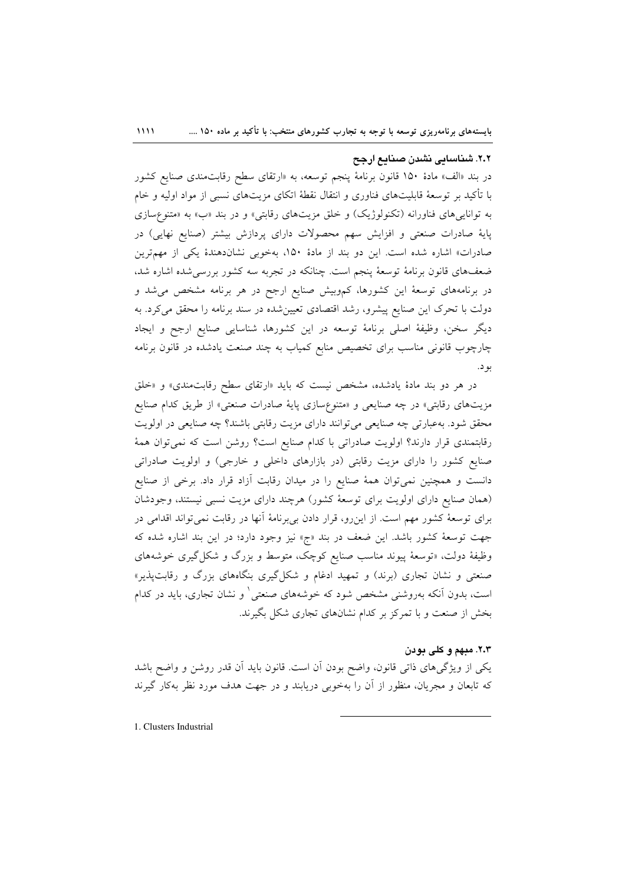### ۲.۲. شناسایی نشدن صنایع ارجح

در بند «الف» مادهٔ ۱۵۰ قانون برنامهٔ پنجم توسعه، به «ارتقای سطح رقابت‌مندی صنایع کشور با تأکید بر توسعهٔ قابلیت‌های فناوری و انتقال نقطهٔ اتکای مزیت‌های نسبی از مواد اولیه و خام به توانایی‌های فناورانه (تکنولوژیک) و خلق مزیت‌های رقابتی» و در بند «ب» به «متنوع‌سازی پایهٔ صادرات صنعتی و افزایش سهم محصولات دارای پردازش بیشتر (صنایع نهایی) در صادرات» اشاره شده است. این دو بند از مادهٔ ۱۵۰، به‌خوبی نشان‌دهندهٔ یکی از مهم‌ترین ضعف‌های قانون برنامهٔ توسعهٔ پنجم است. چنانکه در تجربه سه کشور بررسی‌شده اشاره شد، در برنامه‌های توسعهٔ این کشورها، کم‌وبیش صنایع ارجح در هر برنامه مشخص می‌شد و دولت با تحرک این صنایع پیشرو، رشد اقتصادی تعیین‌شده در سند برنامه را محقق می‌کرد. به دیگر سخن، وظیفهٔ اصلی برنامهٔ توسعه در این کشورها، شناسایی صنایع ارجح و ایجاد چارچوب قانونی مناسب برای تخصیص منابع کمیاب به چند صنعت یادشده در قانون برنامه بود.

در هر دو بند مادهٔ یادشده، مشخص نیست که باید «ارتقای سطح رقابت‌مندی» و «خلق مزیت‌های رقابتی» در چه صنایعی و «متنوع‌سازی پایهٔ صادرات صنعتی» از طریق کدام صنایع محقق شود. به‌عبارتی چه صنایعی می‌توانند دارای مزیت رقابتی باشند؟ چه صنایعی در اولویت رقابتمندی قرار دارند؟ اولویت صادراتی با کدام صنایع است؟ روشن است که نمی‌توان همهٔ صنایع کشور را دارای مزیت رقابتی (در بازارهای داخلی و خارجی) و اولویت صادراتی دانست و همچنین نمی‌توان همهٔ صنایع را در میدان رقابت آزاد قرار داد. برخی از صنایع (همان صنایع دارای اولویت برای توسعهٔ کشور) هرچند دارای مزیت نسبی نیستند، وجودشان برای توسعهٔ کشور مهم است. از این‌رو، قرار دادن بی‌برنامهٔ آنها در رقابت نمی‌تواند اقدامی در جهت توسعهٔ کشور باشد. این ضعف در بند «ج» نیز وجود دارد؛ در این بند اشاره شده که وظیفهٔ دولت، «توسعهٔ پیوند مناسب صنایع کوچک، متوسط و بزرگ و شکل‌گیری خوشه‌های صنعتی و نشان تجاری (برند) و تمهید ادغام و شکل‌گیری بنگاه‌های بزرگ و رقابت‌پذیر» است، بدون آنکه به‌روشنی مشخص شود که خوشه‌های صنعتی[1] و نشان تجاری، باید در کدام بخش از صنعت و با تمرکز بر کدام نشان‌های تجاری شکل بگیرند.

### ۲.۳. مبهم و کلی بودن

یکی از ویژگی‌های ذاتی قانون، واضح بودن آن است. قانون باید آن قدر روشن و واضح باشد که تابعان و مجریان، منظور از آن را به‌خوبی دریابند و در جهت هدف مورد نظر به‌کار گیرند

---

1. Clusters Industrial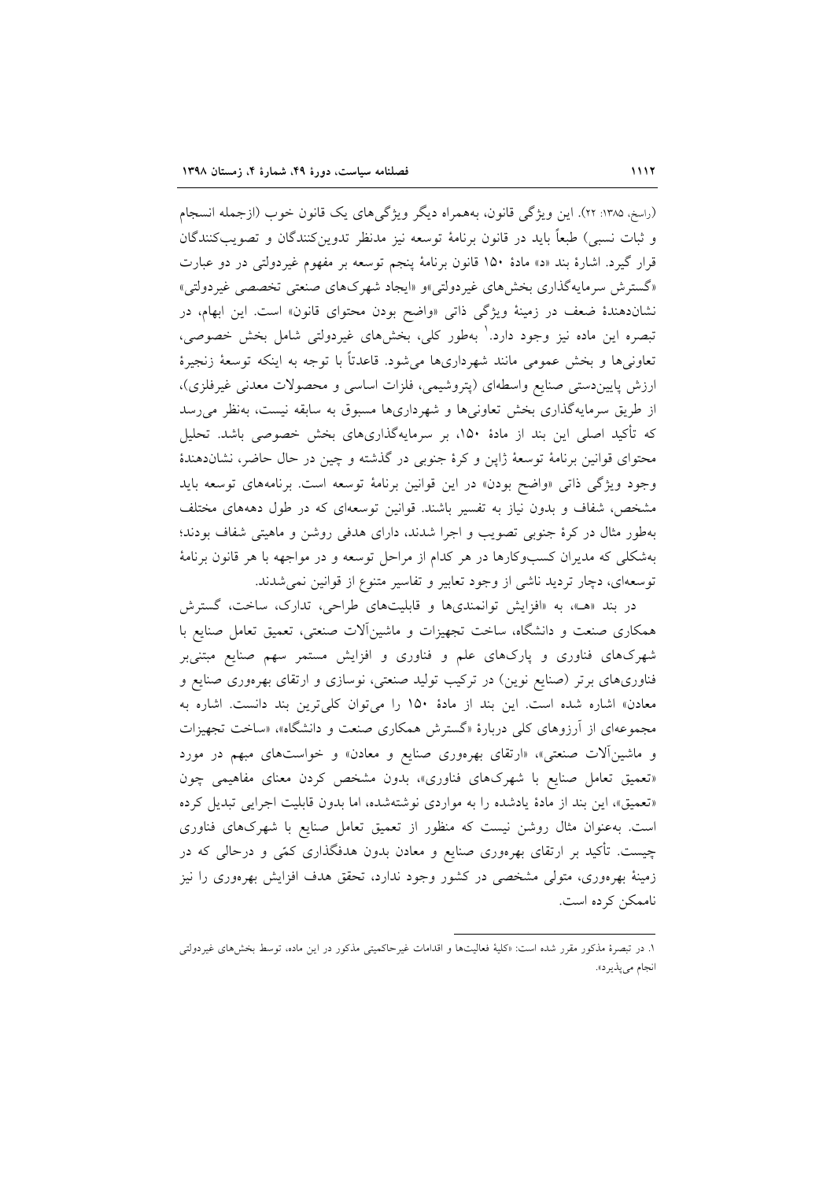(راسخ، ۱۳۸۵: ۲۲). این ویژگی قانون، به‌همراه دیگر ویژگی‌های یک قانون خوب (ازجمله انسجام و ثبات نسبی) طبعاً باید در قانون برنامهٔ توسعه نیز مدنظر تدوین‌کنندگان و تصویب‌کنندگان قرار گیرد. اشارهٔ بند «د» مادهٔ ۱۵۰ قانون برنامهٔ پنجم توسعه بر مفهوم غیردولتی در دو عبارت «گسترش سرمایه‌گذاری بخش‌های غیردولتی»و «ایجاد شهرک‌های صنعتی تخصصی غیردولتی» نشان‌دهندهٔ ضعف در زمینهٔ ویژگی ذاتی «واضح بودن محتوای قانون» است. این ابهام، در تبصره این ماده نیز وجود دارد.[1] به‌طور کلی، بخش‌های غیردولتی شامل بخش خصوصی، تعاونی‌ها و بخش عمومی مانند شهرداری‌ها می‌شود. قاعدتاً با توجه به اینکه توسعهٔ زنجیرهٔ ارزش پایین‌دستی صنایع واسطه‌ای (پتروشیمی، فلزات اساسی و محصولات معدنی غیرفلزی)، از طریق سرمایه‌گذاری بخش تعاونی‌ها و شهرداری‌ها مسبوق به سابقه نیست، به‌نظر می‌رسد که تأکید اصلی این بند از مادهٔ ۱۵۰، بر سرمایه‌گذاری‌های بخش خصوصی باشد. تحلیل محتوای قوانین برنامهٔ توسعهٔ ژاپن و کرهٔ جنوبی در گذشته و چین در حال حاضر، نشان‌دهندهٔ وجود ویژگی ذاتی «واضح بودن» در این قوانین برنامهٔ توسعه است. برنامه‌های توسعه باید مشخص، شفاف و بدون نیاز به تفسیر باشند. قوانین توسعه‌ای که در طول دهه‌های مختلف به‌طور مثال در کرهٔ جنوبی تصویب و اجرا شدند، دارای هدفی روشن و ماهیتی شفاف بودند؛ به‌شکلی که مدیران کسب‌وکارها در هر کدام از مراحل توسعه و در مواجهه با هر قانون برنامهٔ توسعه‌ای، دچار تردید ناشی از وجود تعابیر و تفاسیر متنوع از قوانین نمی‌شدند.

در بند «هـ»، به «افزایش توانمندی‌ها و قابلیت‌های طراحی، تدارک، ساخت، گسترش همکاری صنعت و دانشگاه، ساخت تجهیزات و ماشین‌آلات صنعتی، تعمیق تعامل صنایع با شهرک‌های فناوری و پارک‌های علم و فناوری و افزایش مستمر سهم صنایع مبتنی‌بر فناوری‌های برتر (صنایع نوین) در ترکیب تولید صنعتی، نوسازی و ارتقای بهره‌وری صنایع و معادن» اشاره شده است. این بند از مادهٔ ۱۵۰ را می‌توان کلی‌ترین بند دانست. اشاره به مجموعه‌ای از آرزوهای کلی دربارهٔ «گسترش همکاری صنعت و دانشگاه»، «ساخت تجهیزات و ماشین‌آلات صنعتی»، «ارتقای بهره‌وری صنایع و معادن» و خواسته‌های مبهم در مورد «تعمیق تعامل صنایع با شهرک‌های فناوری»، بدون مشخص کردن معنای مفاهیمی چون «تعمیق»، این بند از مادهٔ یادشده را به مواردی نوشته‌شده، اما بدون قابلیت اجرایی تبدیل کرده است. به‌عنوان مثال روشن نیست که منظور از تعمیق تعامل صنایع با شهرک‌های فناوری چیست. تأکید بر ارتقای بهره‌وری صنایع و معادن بدون هدفگذاری کمّی و درحالی که در زمینهٔ بهره‌وری، متولی مشخصی در کشور وجود ندارد، تحقق هدف افزایش بهره‌وری را نیز ناممکن کرده است.

---

۱. در تبصرهٔ مذکور مقرر شده است: «کلیهٔ فعالیت‌ها و اقدامات غیرحاکمیتی مذکور در این ماده، توسط بخش‌های غیردولتی انجام می‌پذیرد».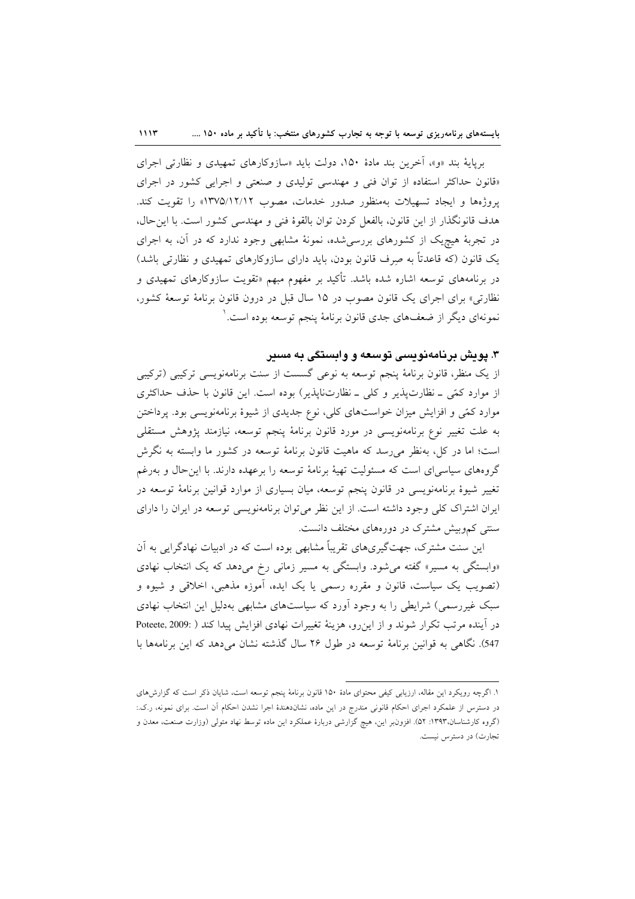برپایهٔ بند «و»، آخرین بند مادهٔ ۱۵۰، دولت باید «سازوکارهای تمهیدی و نظارتی اجرای «قانون حداکثر استفاده از توان فنی و مهندسی تولیدی و صنعتی و اجرایی کشور در اجرای پروژه‌ها و ایجاد تسهیلات به‌منظور صدور خدمات، مصوب ۱۳۷۵/۱۲/۱۲» را تقویت کند. هدف قانونگذار از این قانون، بالفعل کردن توان بالقوهٔ فنی و مهندسی کشور است. با این‌حال، در تجربهٔ هیچ‌یک از کشورهای بررسی‌شده، نمونهٔ مشابهی وجود ندارد که در آن، به اجرای یک قانون (که قاعدتاً به صِرف قانون بودن، باید دارای سازوکارهای تمهیدی و نظارتی باشد) در برنامه‌های توسعه اشاره شده باشد. تأکید بر مفهوم مبهم «تقویت سازوکارهای تمهیدی و نظارتی» برای اجرای یک قانون مصوب در ۱۵ سال قبل در درون قانون برنامهٔ توسعهٔ کشور، نمونه‌ای دیگر از ضعف‌های جدی قانون برنامهٔ پنجم توسعه بوده است.[1]

### ۳. پویش برنامه‌نویسی توسعه و وابستگی به مسیر

از یک منظر، قانون برنامهٔ پنجم توسعه به نوعی گسست از سنت برنامه‌نویسی ترکیبی (ترکیبی از موارد کمّی ـ نظارت‌پذیر و کلی ـ نظارت‌ناپذیر) بوده است. این قانون با حذف حداکثری موارد کمّی و افزایش میزان خواست‌های کلی، نوع جدیدی از شیوهٔ برنامه‌نویسی بود. پرداختن به علت تغییر نوع برنامه‌نویسی در مورد قانون برنامهٔ پنجم توسعه، نیازمند پژوهش مستقلی است؛ اما در کل، به‌نظر می‌رسد که ماهیت قانون برنامهٔ توسعه در کشور ما وابسته به نگرش گروه‌های سیاسی‌ای است که مسئولیت تهیهٔ برنامهٔ توسعه را برعهده دارند. با این‌حال و به‌رغم تغییر شیوهٔ برنامه‌نویسی در قانون پنجم توسعه، میان بسیاری از موارد قوانین برنامهٔ توسعه در ایران اشتراک کلی وجود داشته است. از این نظر می‌توان برنامه‌نویسی توسعه در ایران را دارای سنتی کم‌وبیش مشترک در دوره‌های مختلف دانست.

این سنت مشترک، جهت‌گیری‌های تقریباً مشابهی بوده است که در ادبیات نهادگرایی به آن «وابستگی به مسیر» گفته می‌شود. وابستگی به مسیر زمانی رخ می‌دهد که یک انتخاب نهادی (تصویب یک سیاست، قانون و مقرره رسمی یا یک ایده، آموزه مذهبی، اخلاقی و شیوه و سبک غیررسمی) شرایطی را به وجود آورد که سیاست‌های مشابهی به‌دلیل این انتخاب نهادی در آینده مرتب تکرار شوند و از این‌رو، هزینهٔ تغییرات نهادی افزایش پیدا کند (Poteete, 2009: 547). نگاهی به قوانین برنامهٔ توسعه در طول ۲۶ سال گذشته نشان می‌دهد که این برنامه‌ها با

---

۱. اگرچه رویکرد این مقاله، ارزیابی کیفی محتوای مادهٔ ۱۵۰ قانون برنامهٔ پنجم توسعه است، شایان ذکر است که گزارش‌های در دسترس از عملکرد اجرای احکام قانونی مندرج در این ماده، نشان‌دهندهٔ اجرا نشدن احکام آن است. برای نمونه، ر.ک.: (گروه کارشناسان،۱۳۹۳: ۵۲). افزون‌بر این، هیچ گزارشی دربارهٔ عملکرد این ماده توسط نهاد متولی (وزارت صنعت، معدن و تجارت) در دسترس نیست.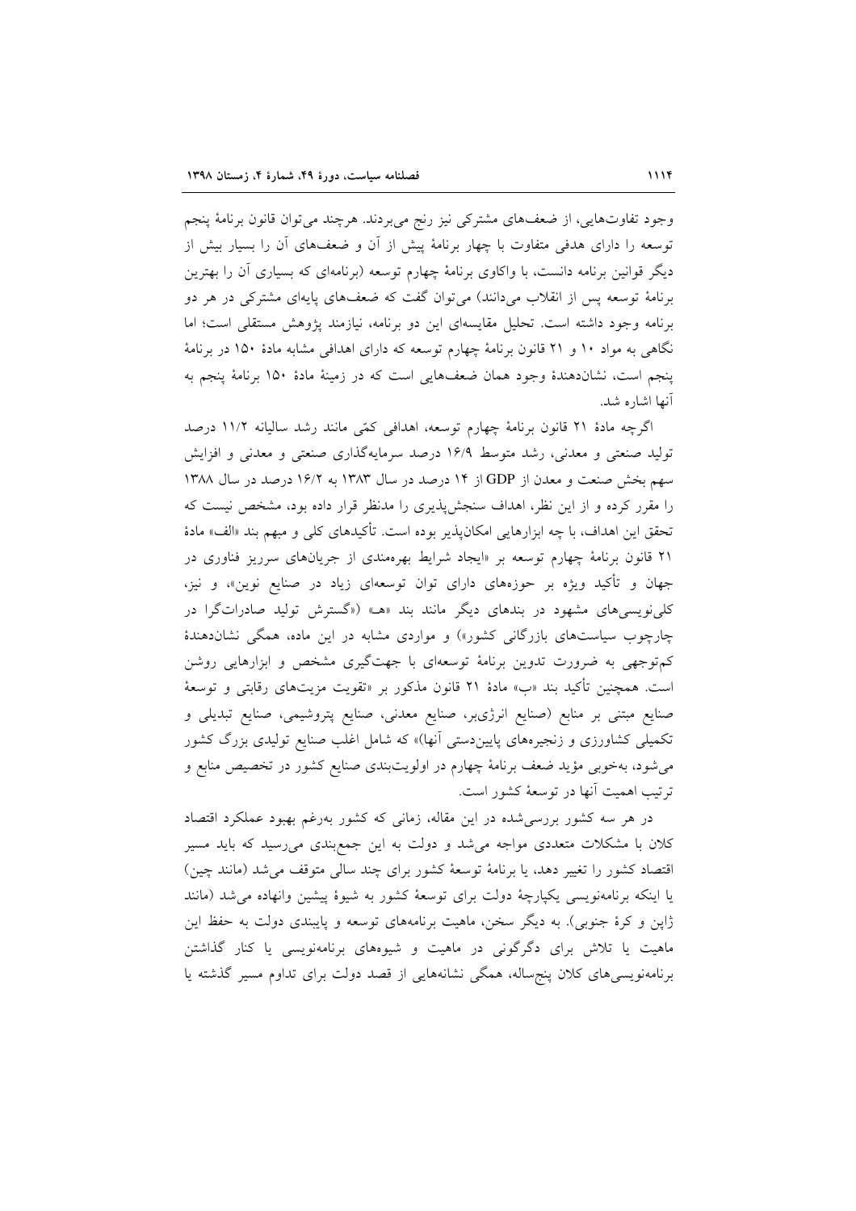وجود تفاوت‌هایی، از ضعف‌های مشترکی نیز رنج می‌بردند. هرچند می‌توان قانون برنامهٔ پنجم توسعه را دارای هدفی متفاوت با چهار برنامهٔ پیش از آن و ضعف‌های آن را بسیار بیش از دیگر قوانین برنامه دانست، با واکاوی برنامهٔ چهارم توسعه (برنامه‌ای که بسیاری آن را بهترین برنامهٔ توسعه پس از انقلاب می‌دانند) می‌توان گفت که ضعف‌های پایه‌ای مشترکی در هر دو برنامه وجود داشته است. تحلیل مقایسه‌ای این دو برنامه، نیازمند پژوهش مستقلی است؛ اما نگاهی به مواد ۱۰ و ۲۱ قانون برنامهٔ چهارم توسعه که دارای اهدافی مشابه مادهٔ ۱۵۰ در برنامهٔ پنجم است، نشان‌دهندهٔ وجود همان ضعف‌هایی است که در زمینهٔ مادهٔ ۱۵۰ برنامهٔ پنجم به آنها اشاره شد.

اگرچه مادهٔ ۲۱ قانون برنامهٔ چهارم توسعه، اهدافی کمّی مانند رشد سالیانه ۱۱/۲ درصد تولید صنعتی و معدنی، رشد متوسط ۱۶/۹ درصد سرمایه‌گذاری صنعتی و معدنی و افزایش سهم بخش صنعت و معدن از GDP از ۱۴ درصد در سال ۱۳۸۳ به ۱۶/۲ درصد در سال ۱۳۸۸ را مقرر کرده و از این نظر، اهداف سنجش‌پذیری را مدنظر قرار داده بود، مشخص نیست که تحقق این اهداف، با چه ابزارهایی امکان‌پذیر بوده است. تأکیدهای کلی و مبهم بند «الف» مادهٔ ۲۱ قانون برنامهٔ چهارم توسعه بر «ایجاد شرایط بهره‌مندی از جریان‌های سرریز فناوری در جهان و تأکید ویژه بر حوزه‌های دارای توان توسعه‌ای زیاد در صنایع نوین»، و نیز، کلی‌نویسی‌های مشهود در بندهای دیگر مانند بند «هـ» («گسترش تولید صادرات‌گرا در چارچوب سیاست‌های بازرگانی کشور») و مواردی مشابه در این ماده، همگی نشان‌دهندهٔ کم‌توجهی به ضرورت تدوین برنامهٔ توسعه‌ای با جهت‌گیری مشخص و ابزارهایی روشن است. همچنین تأکید بند «ب» مادهٔ ۲۱ قانون مذکور بر «تقویت مزیت‌های رقابتی و توسعهٔ صنایع مبتنی بر منابع (صنایع انرژی‌بر، صنایع معدنی، صنایع پتروشیمی، صنایع تبدیلی و تکمیلی کشاورزی و زنجیره‌های پایین‌دستی آنها)» که شامل اغلب صنایع تولیدی بزرگ کشور می‌شود، به‌خوبی مؤید ضعف برنامهٔ چهارم در اولویت‌بندی صنایع کشور در تخصیص منابع و ترتیب اهمیت آنها در توسعهٔ کشور است.

در هر سه کشور بررسی‌شده در این مقاله، زمانی که کشور به‌رغم بهبود عملکرد اقتصاد کلان با مشکلات متعددی مواجه می‌شد و دولت به این جمع‌بندی می‌رسید که باید مسیر اقتصاد کشور را تغییر دهد، یا برنامهٔ توسعهٔ کشور برای چند سالی متوقف می‌شد (مانند چین) یا اینکه برنامه‌نویسی یکپارچهٔ دولت برای توسعهٔ کشور به شیوهٔ پیشین وانهاده می‌شد (مانند ژاپن و کرهٔ جنوبی). به دیگر سخن، ماهیت برنامه‌های توسعه و پایبندی دولت به حفظ این ماهیت یا تلاش برای دگرگونی در ماهیت و شیوه‌های برنامه‌نویسی یا کنار گذاشتن برنامه‌نویسی‌های کلان پنج‌ساله، همگی نشانه‌هایی از قصد دولت برای تداوم مسیر گذشته یا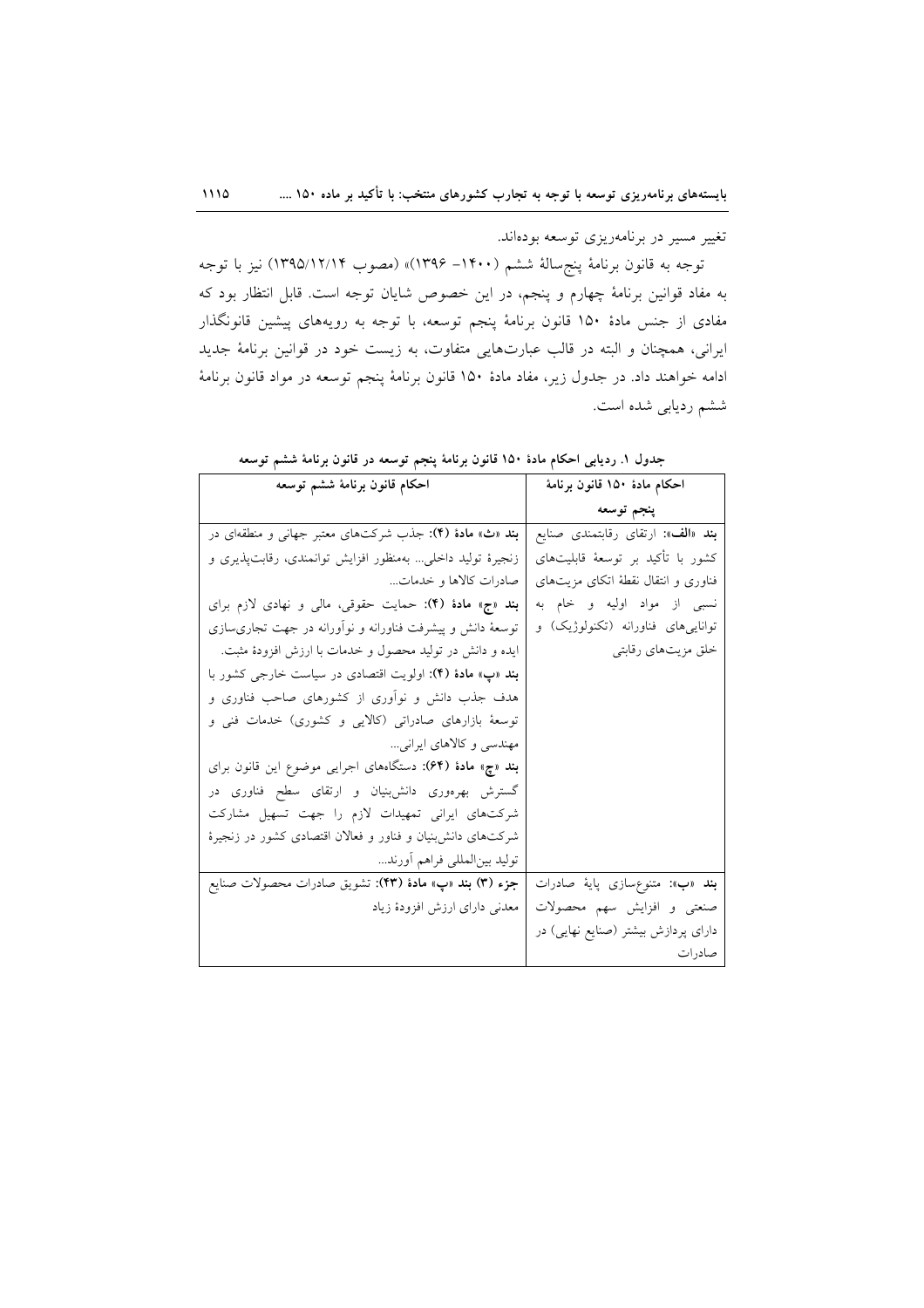تغییر مسیر در برنامه‌ریزی توسعه بوده‌اند.

توجه به قانون برنامهٔ پنج‌سالهٔ ششم (۱۴۰۰– ۱۳۹۶)» (مصوب ۱۳۹۵/۱۲/۱۴) نیز با توجه به مفاد قوانین برنامهٔ چهارم و پنجم، در این خصوص شایان توجه است. قابل انتظار بود که مفادی از جنس مادهٔ ۱۵۰ قانون برنامهٔ پنجم توسعه، با توجه به رویه‌های پیشین قانونگذار ایرانی، همچنان و البته در قالب عبارت‌هایی متفاوت، به زیست خود در قوانین برنامهٔ جدید ادامه خواهند داد. در جدول زیر، مفاد مادهٔ ۱۵۰ قانون برنامهٔ پنجم توسعه در مواد قانون برنامهٔ ششم ردیابی شده است.

**جدول ۱. ردیابی احکام مادهٔ ۱۵۰ قانون برنامهٔ پنجم توسعه در قانون برنامهٔ ششم توسعه**

| احکام مادهٔ ۱۵۰ قانون برنامهٔ پنجم توسعه | احکام قانون برنامهٔ ششم توسعه |
|---|---|
| **بند «الف»:** ارتقای رقابتمندی صنایع کشور با تأکید بر توسعهٔ قابلیت‌های فناوری و انتقال نقطهٔ اتکای مزیت‌های نسبی از مواد اولیه و خام به توانایی‌های فناورانه (تکنولوژیک) و خلق مزیت‌های رقابتی | **بند «ث» مادهٔ (۴):** جذب شرکت‌های معتبر جهانی و منطقه‌ای در زنجیرهٔ تولید داخلی... به‌منظور افزایش توانمندی، رقابت‌پذیری و صادرات کالاها و خدمات... <br> **بند «ج» مادهٔ (۴):** حمایت حقوقی، مالی و نهادی لازم برای توسعهٔ دانش و پیشرفت فناورانه و نوآورانه در جهت تجاری‌سازی ایده و دانش در تولید محصول و خدمات با ارزش افزودهٔ مثبت. <br> **بند «پ» مادهٔ (۴):** اولویت اقتصادی در سیاست خارجی کشور با هدف جذب دانش و نوآوری از کشورهای صاحب فناوری و توسعهٔ بازارهای صادراتی (کالایی و کشوری) خدمات فنی و مهندسی و کالاهای ایرانی... <br> **بند «چ» مادهٔ (۶۴):** دستگاه‌های اجرایی موضوع این قانون برای گسترش بهره‌وری دانش‌بنیان و ارتقای سطح فناوری در شرکت‌های ایرانی تمهیدات لازم را جهت تسهیل مشارکت شرکت‌های دانش‌بنیان و فناور و فعالان اقتصادی کشور در زنجیرهٔ تولید بین‌المللی فراهم آورند... |
| **بند «ب»:** متنوع‌سازی پایهٔ صادرات صنعتی و افزایش سهم محصولات دارای پردازش بیشتر (صنایع نهایی) در صادرات | **جزء (۳) بند «پ» مادهٔ (۴۳):** تشویق صادرات محصولات صنایع معدنی دارای ارزش افزودهٔ زیاد |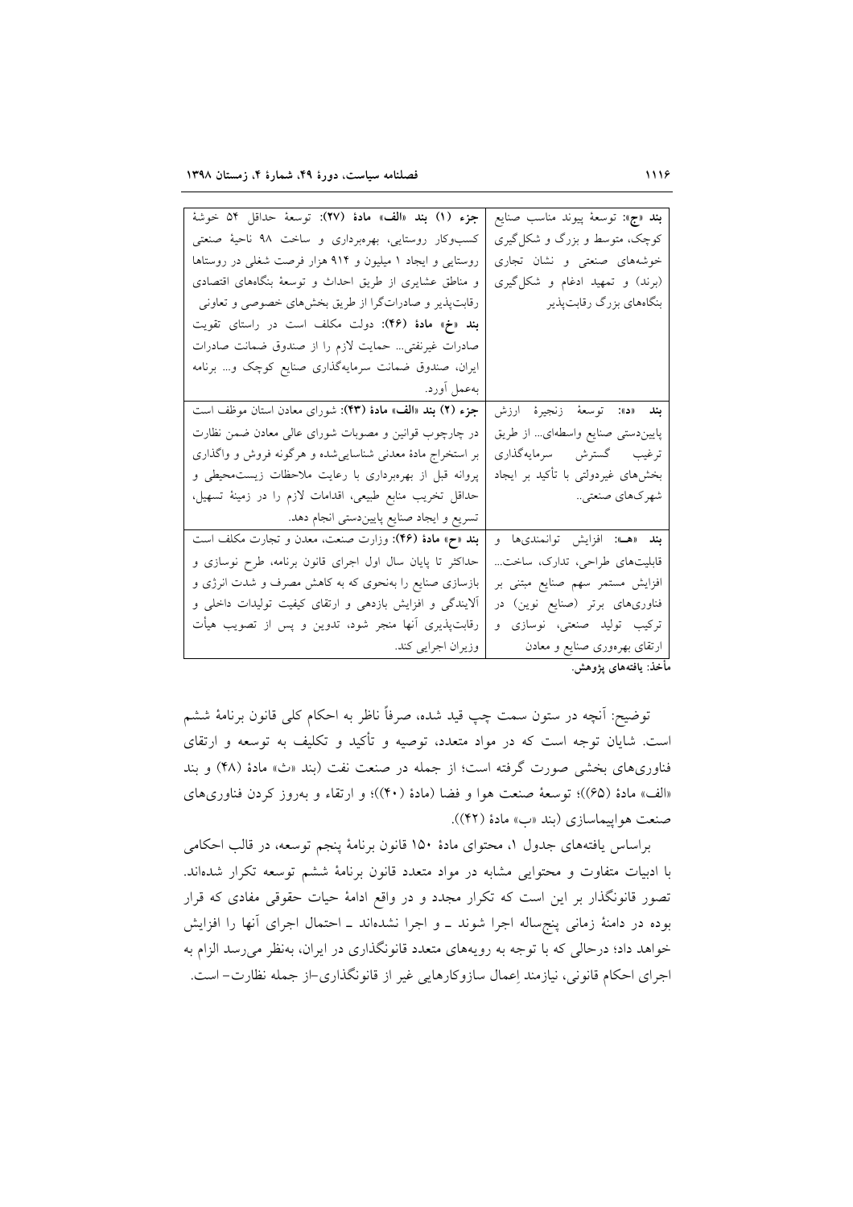| | |
|---|---|
| **بند «ج»**: توسعهٔ پیوند مناسب صنایع کوچک، متوسط و بزرگ و شکل‌گیری خوشه‌های صنعتی و نشان تجاری (برند) و تمهید ادغام و شکل‌گیری بنگاه‌های بزرگ رقابت‌پذیر | **جزء (۱) بند «الف» مادهٔ (۲۷)**: توسعهٔ حداقل ۵۴ خوشهٔ کسب‌وکار روستایی، بهره‌برداری و ساخت ۹۸ ناحیهٔ صنعتی روستایی و ایجاد ۱ میلیون و ۹۱۴ هزار فرصت شغلی در روستاها و مناطق عشایری از طریق احداث و توسعهٔ بنگاه‌های اقتصادی رقابت‌پذیر و صادرات‌گرا از طریق بخش‌های خصوصی و تعاونی **بند «خ» مادهٔ (۴۶)**: دولت مکلف است در راستای تقویت صادرات غیرنفتی... حمایت لازم را از صندوق ضمانت صادرات ایران، صندوق ضمانت سرمایه‌گذاری صنایع کوچک و... برنامه به‌عمل آورد. |
| **بند «د»**: توسعهٔ زنجیرهٔ ارزش پایین‌دستی صنایع واسطه‌ای... از طریق ترغیب گسترش سرمایه‌گذاری بخش‌های غیردولتی با تأکید بر ایجاد شهرک‌های صنعتی.. | **جزء (۲) بند «الف» مادهٔ (۴۳)**: شورای معادن استان موظف است در چارچوب قوانین و مصوبات شورای عالی معادن ضمن نظارت بر استخراج مادهٔ معدنی شناسایی‌شده و هرگونه فروش و واگذاری پروانه قبل از بهره‌برداری با رعایت ملاحظات زیست‌محیطی و حداقل تخریب منابع طبیعی، اقدامات لازم را در زمینهٔ تسهیل، تسریع و ایجاد صنایع پایین‌دستی انجام دهد. |
| **بند «هـ»**: افزایش توانمندی‌ها و قابلیت‌های طراحی، تدارک، ساخت... افزایش مستمر سهم صنایع مبتنی بر فناوری‌های برتر (صنایع نوین) در ترکیب تولید صنعتی، نوسازی و ارتقای بهره‌وری صنایع و معادن | **بند «ح» مادهٔ (۴۶)**: وزارت صنعت، معدن و تجارت مکلف است حداکثر تا پایان سال اول اجرای قانون برنامه، طرح نوسازی و بازسازی صنایع را به‌نحوی که به کاهش مصرف و شدت انرژی و آلایندگی و افزایش بازدهی و ارتقای کیفیت تولیدات داخلی و رقابت‌پذیری آنها منجر شود، تدوین و پس از تصویب هیأت وزیران اجرایی کند. |

**مأخذ: یافته‌های پژوهش.**

توضیح: آنچه در ستون سمت چپ قید شده، صرفاً ناظر به احکام کلی قانون برنامهٔ ششم است. شایان توجه است که در مواد متعدد، توصیه و تأکید و تکلیف به توسعه و ارتقای فناوری‌های بخشی صورت گرفته است؛ از جمله در صنعت نفت (بند «ث» مادهٔ (۴۸) و بند «الف» مادهٔ (۶۵))؛ توسعهٔ صنعت هوا و فضا (مادهٔ (۴۰))؛ و ارتقاء و به‌روز کردن فناوری‌های صنعت هواپیماسازی (بند «ب» مادهٔ (۴۲)).

براساس یافته‌های جدول ۱، محتوای مادهٔ ۱۵۰ قانون برنامهٔ پنجم توسعه، در قالب احکامی با ادبیات متفاوت و محتوایی مشابه در مواد متعدد قانون برنامهٔ ششم توسعه تکرار شده‌اند. تصور قانونگذار بر این است که تکرار مجدد و در واقع ادامهٔ حیات حقوقی مفادی که قرار بوده در دامنهٔ زمانی پنج‌ساله اجرا شوند ـ و اجرا نشده‌اند ـ احتمال اجرای آنها را افزایش خواهد داد؛ درحالی که با توجه به رویه‌های متعدد قانونگذاری در ایران، به‌نظر می‌رسد الزام به اجرای احکام قانونی، نیازمند اِعمال سازوکارهایی غیر از قانونگذاری–از جمله نظارت– است.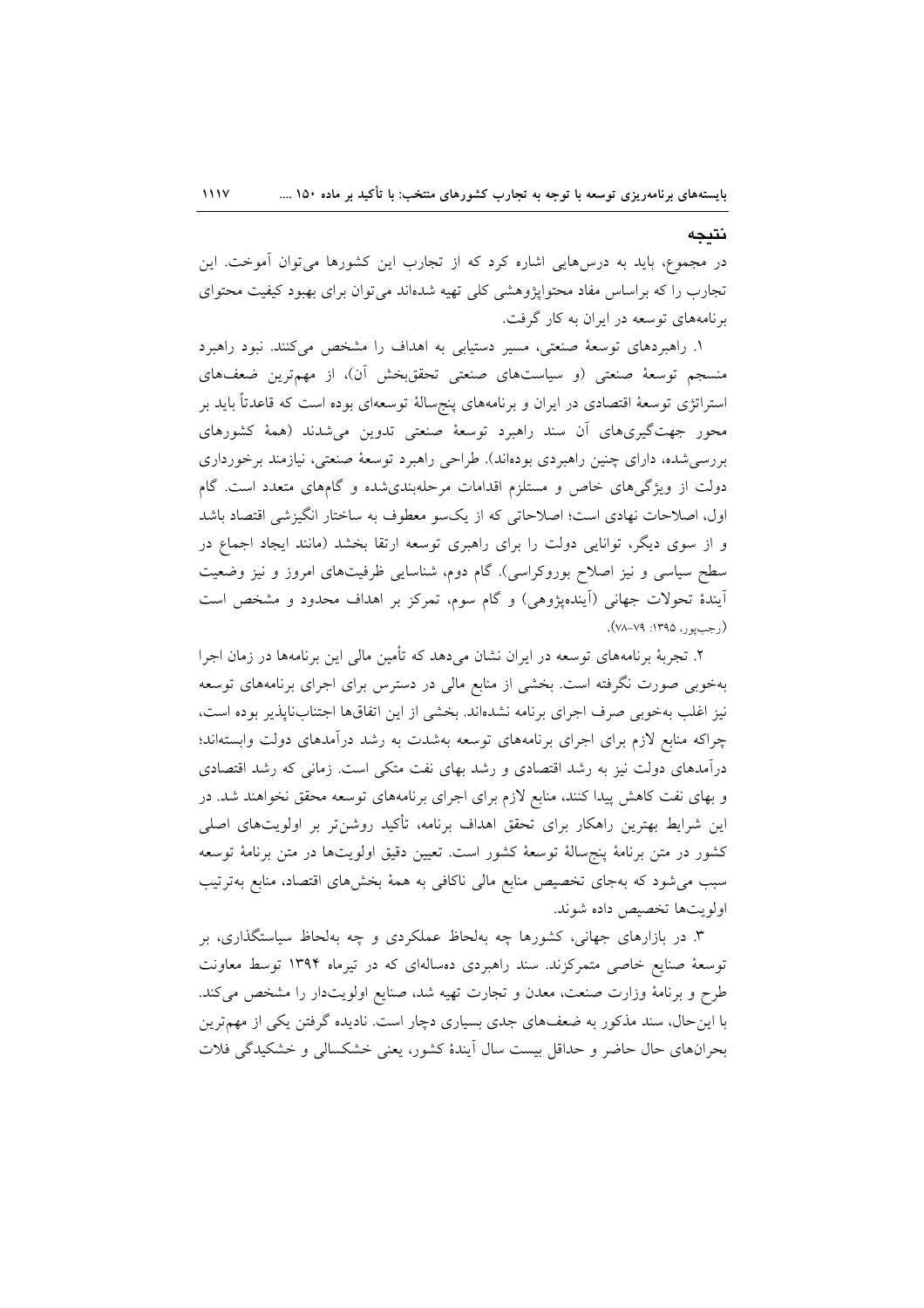## نتیجه

در مجموع، باید به درس‌هایی اشاره کرد که از تجارب این کشورها می‌توان آموخت. این تجارب را که براساس مفاد محتواپژوهشی کلی تهیه شده‌اند می‌توان برای بهبود کیفیت محتوای برنامه‌های توسعه در ایران به کار گرفت.

۱. راهبردهای توسعهٔ صنعتی، مسیر دستیابی به اهداف را مشخص می‌کنند. نبود راهبرد منسجم توسعهٔ صنعتی (و سیاست‌های صنعتی تحقق‌بخش آن)، از مهم‌ترین ضعف‌های استراتژی توسعهٔ اقتصادی در ایران و برنامه‌های پنج‌سالهٔ توسعه‌ای بوده است که قاعدتاً باید بر محور جهت‌گیری‌های آن سند راهبرد توسعهٔ صنعتی تدوین می‌شدند (همهٔ کشورهای بررسی‌شده، دارای چنین راهبردی بوده‌اند). طراحی راهبرد توسعهٔ صنعتی، نیازمند برخورداری دولت از ویژگی‌های خاص و مستلزم اقدامات مرحله‌بندی‌شده و گام‌های متعدد است. گام اول، اصلاحات نهادی است؛ اصلاحاتی که از یک‌سو معطوف به ساختار انگیزشی اقتصاد باشد و از سوی دیگر، توانایی دولت را برای راهبری توسعه ارتقا بخشد (مانند ایجاد اجماع در سطح سیاسی و نیز اصلاح بوروکراسی). گام دوم، شناسایی ظرفیت‌های امروز و نیز وضعیت آیندهٔ تحولات جهانی (آینده‌پژوهی) و گام سوم، تمرکز بر اهداف محدود و مشخص است (رجب‌پور، ۱۳۹۵: ۷۹-۷۸).

۲. تجربهٔ برنامه‌های توسعه در ایران نشان می‌دهد که تأمین مالی این برنامه‌ها در زمان اجرا به‌خوبی صورت نگرفته است. بخشی از منابع مالی در دسترس برای اجرای برنامه‌های توسعه نیز اغلب به‌خوبی صرف اجرای برنامه نشده‌اند. بخشی از این اتفاق‌ها اجتناب‌ناپذیر بوده است، چراکه منابع لازم برای اجرای برنامه‌های توسعه به‌شدت به رشد درآمدهای دولت وابسته‌اند؛ درآمدهای دولت نیز به رشد اقتصادی و رشد بهای نفت متکی است. زمانی که رشد اقتصادی و بهای نفت کاهش پیدا کنند، منابع لازم برای اجرای برنامه‌های توسعه محقق نخواهند شد. در این شرایط بهترین راهکار برای تحقق اهداف برنامه، تأکید روشن‌تر بر اولویت‌های اصلی کشور در متن برنامهٔ پنج‌سالهٔ توسعهٔ کشور است. تعیین دقیق اولویت‌ها در متن برنامهٔ توسعه سبب می‌شود که به‌جای تخصیص منابع مالی ناکافی به همهٔ بخش‌های اقتصاد، منابع به‌ترتیب اولویت‌ها تخصیص داده شوند.

۳. در بازارهای جهانی، کشورها چه به‌لحاظ عملکردی و چه به‌لحاظ سیاستگذاری، بر توسعهٔ صنایع خاصی متمرکزند. سند راهبردی ده‌ساله‌ای که در تیرماه ۱۳۹۴ توسط معاونت طرح و برنامهٔ وزارت صنعت، معدن و تجارت تهیه شد، صنایع اولویت‌دار را مشخص می‌کند. با این‌حال، سند مذکور به ضعف‌های جدی بسیاری دچار است. نادیده گرفتن یکی از مهم‌ترین بحران‌های حال حاضر و حداقل بیست سال آیندهٔ کشور، یعنی خشکسالی و خشکیدگی فلات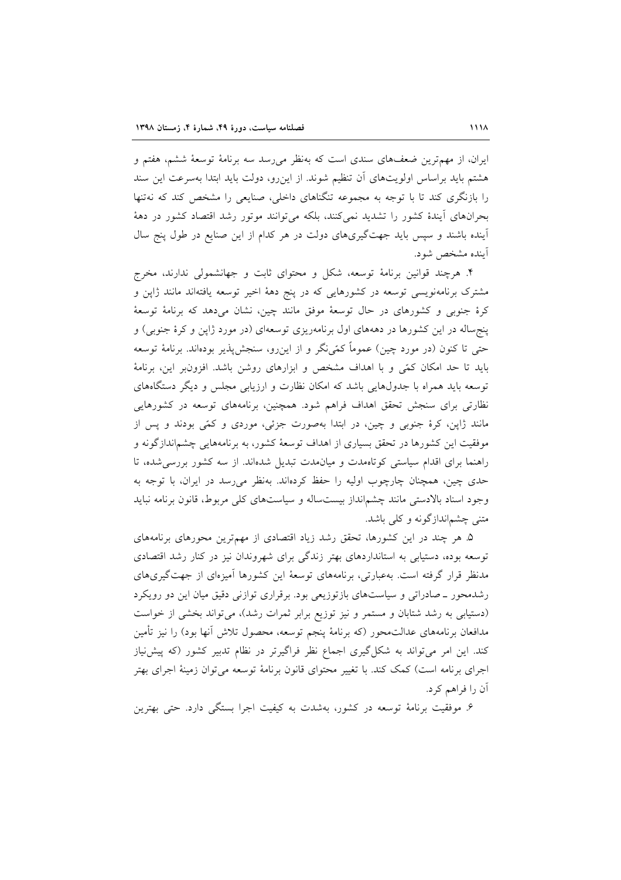ایران، از مهم‌ترین ضعف‌های سندی است که به‌نظر می‌رسد سه برنامهٔ توسعهٔ ششم، هفتم و هشتم باید براساس اولویت‌های آن تنظیم شوند. از این‌رو، دولت باید ابتدا به‌سرعت این سند را بازنگری کند تا با توجه به مجموعه تنگناهای داخلی، صنایعی را مشخص کند که نه‌تنها بحران‌های آیندهٔ کشور را تشدید نمی‌کنند، بلکه می‌توانند موتور رشد اقتصاد کشور در دههٔ آینده باشند و سپس باید جهت‌گیری‌های دولت در هر کدام از این صنایع در طول پنج سال آینده مشخص شود.

۴. هرچند قوانین برنامهٔ توسعه، شکل و محتوای ثابت و جهانشمولی ندارند، مخرج مشترک برنامه‌نویسی توسعه در کشورهایی که در پنج دههٔ اخیر توسعه یافته‌اند مانند ژاپن و کرهٔ جنوبی و کشورهای در حال توسعهٔ موفق مانند چین، نشان می‌دهد که برنامهٔ توسعهٔ پنج‌ساله در این کشورها در دهه‌های اول برنامه‌ریزی توسعه‌ای (در مورد ژاپن و کرهٔ جنوبی) و حتی تا کنون (در مورد چین) عموماً کمّی‌نگر و از این‌رو، سنجش‌پذیر بوده‌اند. برنامهٔ توسعه باید تا حد امکان کمّی و با اهداف مشخص و ابزارهای روشن باشد. افزون‌بر این، برنامهٔ توسعه باید همراه با جدول‌هایی باشد که امکان نظارت و ارزیابی مجلس و دیگر دستگاه‌های نظارتی برای سنجش تحقق اهداف فراهم شود. همچنین، برنامه‌های توسعه در کشورهایی مانند ژاپن، کرهٔ جنوبی و چین، در ابتدا به‌صورت جزئی، موردی و کمّی بودند و پس از موفقیت این کشورها در تحقق بسیاری از اهداف توسعهٔ کشور، به برنامه‌هایی چشم‌اندازگونه و راهنما برای اقدام سیاستی کوتاه‌مدت و میان‌مدت تبدیل شده‌اند. از سه کشور بررسی‌شده، تا حدی چین، همچنان چارچوب اولیه را حفظ کرده‌اند. به‌نظر می‌رسد در ایران، با توجه به وجود اسناد بالادستی مانند چشم‌انداز بیست‌ساله و سیاست‌های کلی مربوط، قانون برنامه نباید متنی چشم‌اندازگونه و کلی باشد.

۵. هر چند در این کشورها، تحقق رشد زیاد اقتصادی از مهم‌ترین محورهای برنامه‌های توسعه بوده، دستیابی به استانداردهای بهتر زندگی برای شهروندان نیز در کنار رشد اقتصادی مدنظر قرار گرفته است. به‌عبارتی، برنامه‌های توسعهٔ این کشورها آمیزه‌ای از جهت‌گیری‌های رشدمحور ـ صادراتی و سیاست‌های بازتوزیعی بود. برقراری توازنی دقیق میان این دو رویکرد (دستیابی به رشد شتابان و مستمر و نیز توزیع برابر ثمرات رشد)، می‌تواند بخشی از خواست مدافعان برنامه‌های عدالت‌محور (که برنامهٔ پنجم توسعه، محصول تلاش آنها بود) را نیز تأمین کند. این امر می‌تواند به شکل‌گیری اجماع نظر فراگیرتر در نظام تدبیر کشور (که پیش‌نیاز اجرای برنامه است) کمک کند. با تغییر محتوای قانون برنامهٔ توسعه می‌توان زمینهٔ اجرای بهتر آن را فراهم کرد.

۶. موفقیت برنامهٔ توسعه در کشور، به‌شدت به کیفیت اجرا بستگی دارد. حتی بهترین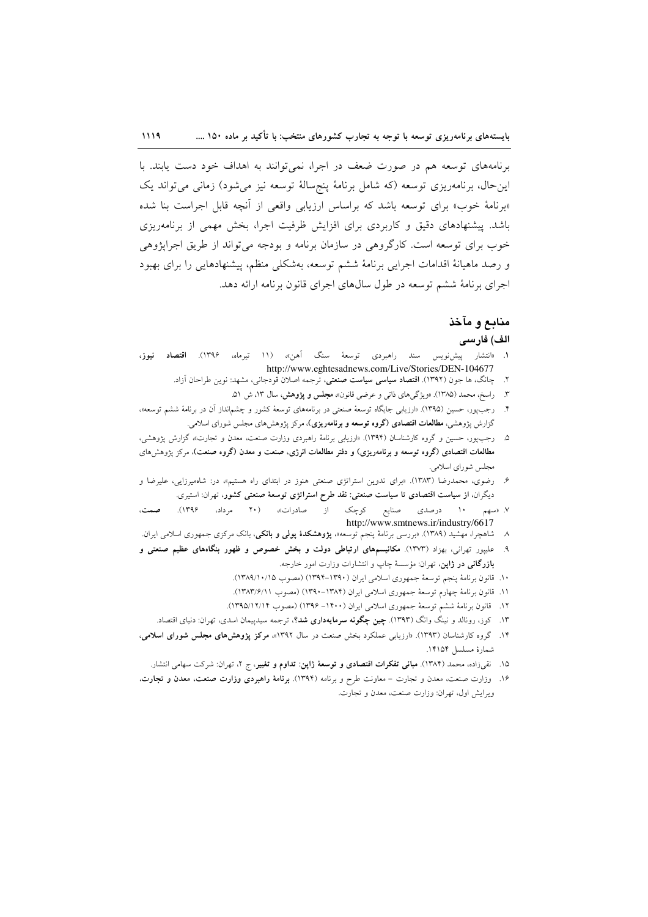برنامه‌های توسعه هم در صورت ضعف در اجرا، نمی‌توانند به اهداف خود دست یابند. با این‌حال، برنامه‌ریزی توسعه (که شامل برنامهٔ پنج‌سالهٔ توسعه نیز می‌شود) زمانی می‌تواند یک «برنامهٔ خوب» برای توسعه باشد که براساس ارزیابی واقعی از آنچه قابل اجراست بنا شده باشد. پیشنهادهای دقیق و کاربردی برای افزایش ظرفیت اجرا، بخش مهمی از برنامه‌ریزی خوب برای توسعه است. کارگروهی در سازمان برنامه و بودجه می‌تواند از طریق اجراپژوهی و رصد ماهیانهٔ اقدامات اجرایی برنامهٔ ششم توسعه، به‌شکلی منظم، پیشنهادهایی را برای بهبود اجرای برنامهٔ ششم توسعه در طول سال‌های اجرای قانون برنامه ارائه دهد.

## منابع و مآخذ

### الف) فارسی

۱. «انتشار پیش‌نویس سند راهبردی توسعهٔ سنگ آهن»، (۱۱ تیرماه، ۱۳۹۶). **اقتصاد نیوز**، http://www.eghtesadnews.com/Live/Stories/DEN-104677

۲. چانگ، ها جون (۱۳۹۲). **اقتصاد سیاسی سیاست صنعتی**، ترجمه اصلان قودجانی، مشهد: نوین طراحان آزاد.

۳. راسخ، محمد (۱۳۸۵). «ویژگی‌های ذاتی و عرضی قانون»، **مجلس و پژوهش**، سال ۱۳، ش ۵۱.

۴. رجب‌پور، حسین (۱۳۹۵). «ارزیابی جایگاه توسعهٔ صنعتی در برنامه‌های توسعهٔ کشور و چشم‌انداز آن در برنامهٔ ششم توسعه»، گزارش پژوهشی، **مطالعات اقتصادی (گروه توسعه و برنامه‌ریزی)**، مرکز پژوهش‌های مجلس شورای اسلامی.

۵. رجب‌پور، حسین و گروه کارشناسان (۱۳۹۴). «ارزیابی برنامهٔ راهبردی وزارت صنعت، معدن و تجارت»، گزارش پژوهشی، **مطالعات اقتصادی (گروه توسعه و برنامه‌ریزی) و دفتر مطالعات انرژی، صنعت و معدن (گروه صنعت)**، مرکز پژوهش‌های مجلس شورای اسلامی.

۶. رضوی، محمدرضا (۱۳۸۳). «برای تدوین استراتژی صنعتی هنوز در ابتدای راه هستیم»، در: شاه‌میرزایی، علیرضا و دیگران، **از سیاست اقتصادی تا سیاست صنعتی: نقد طرح استراتژی توسعهٔ صنعتی کشور**، تهران: استیری.

۷. «سهم ۱۰ درصدی صنایع کوچک از صادرات»، (۲۰ مرداد، ۱۳۹۶). **صمت**، http://www.smtnews.ir/industry/6617

۸. شاهچرا، مهشید (۱۳۸۹). «بررسی برنامهٔ پنجم توسعه»، **پژوهشکدهٔ پولی و بانکی**، بانک مرکزی جمهوری اسلامی ایران.

۹. علیپور تهرانی، بهزاد (۱۳۷۳). **مکانیسم‌های ارتباطی دولت و بخش خصوص و ظهور بنگاه‌های عظیم صنعتی و بازرگانی در ژاپن**، تهران: مؤسسهٔ چاپ و انتشارات وزارت امور خارجه.

۱۰. قانون برنامهٔ پنجم توسعهٔ جمهوری اسلامی ایران (۱۳۹۰-۱۳۹۴) (مصوب ۱۳۸۹/۱۰/۱۵).

۱۱. قانون برنامهٔ چهارم توسعهٔ جمهوری اسلامی ایران (۱۳۸۴-۱۳۹۰) (مصوب ۱۳۸۳/۶/۱۱).

۱۲. قانون برنامهٔ ششم توسعهٔ جمهوری اسلامی ایران (۱۴۰۰- ۱۳۹۶) (مصوب ۱۳۹۵/۱۲/۱۴).

۱۳. کوز، رونالد و نینگ وانگ (۱۳۹۳). **چین چگونه سرمایه‌داری شد؟**، ترجمه سیدپیمان اسدی، تهران: دنیای اقتصاد.

۱۴. گروه کارشناسان (۱۳۹۳). «ارزیابی عملکرد بخش صنعت در سال ۱۳۹۲»، **مرکز پژوهش‌های مجلس شورای اسلامی**، شمارهٔ مسلسل ۱۴۱۵۴.

۱۵. نقی‌زاده، محمد (۱۳۸۴). **مبانی تفکرات اقتصادی و توسعهٔ ژاپن: تداوم و تغییر**، ج ۲، تهران: شرکت سهامی انتشار.

۱۶. وزارت صنعت، معدن و تجارت - معاونت طرح و برنامه (۱۳۹۴). **برنامهٔ راهبردی وزارت صنعت، معدن و تجارت**، ویرایش اول، تهران: وزارت صنعت، معدن و تجارت.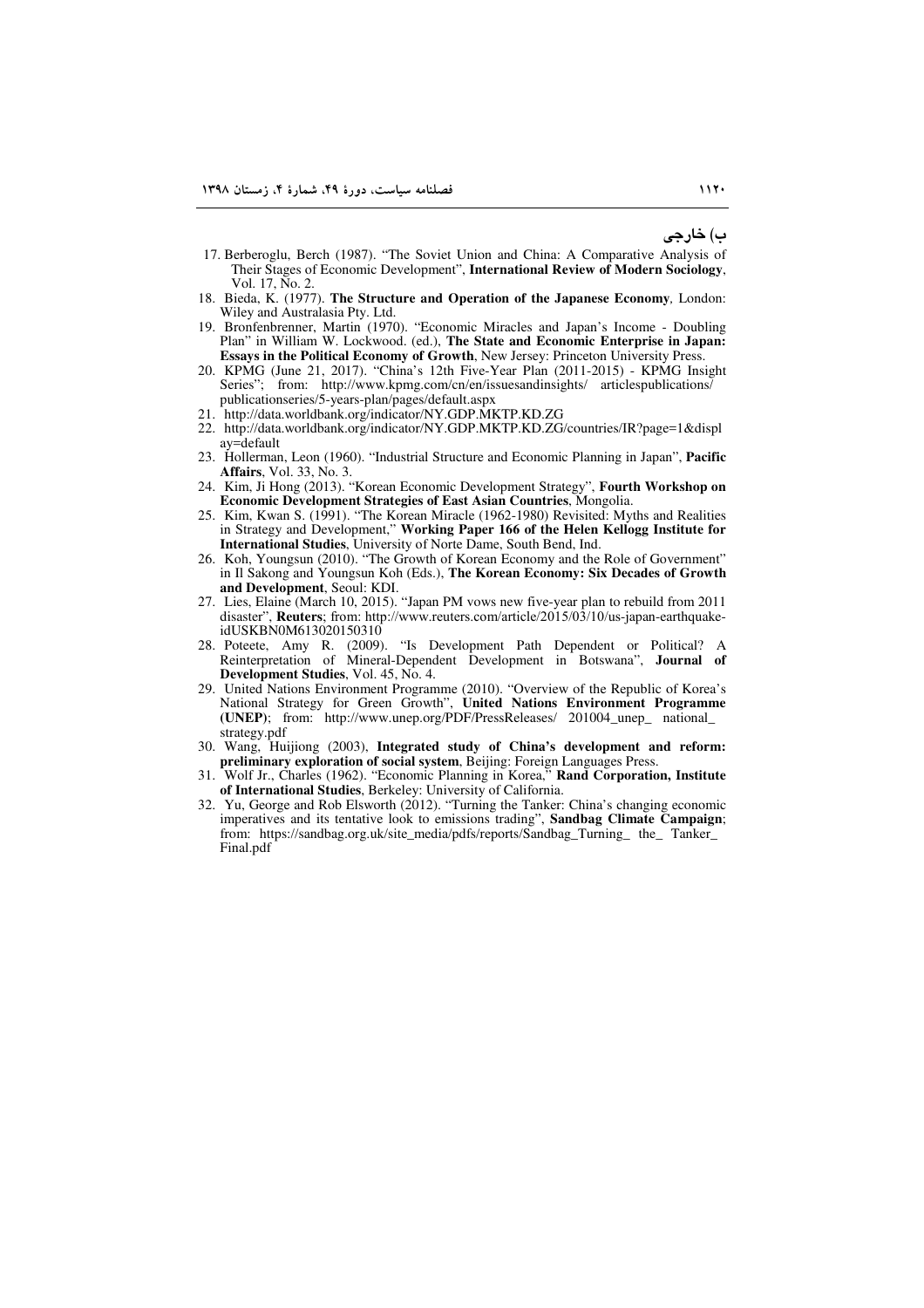## ب) خارجی

17. Berberoglu, Berch (1987). "The Soviet Union and China: A Comparative Analysis of Their Stages of Economic Development", **International Review of Modern Sociology**, Vol. 17, No. 2.
18. Bieda, K. (1977). **The Structure and Operation of the Japanese Economy**, London: Wiley and Australasia Pty. Ltd.
19. Bronfenbrenner, Martin (1970). "Economic Miracles and Japan's Income - Doubling Plan" in William W. Lockwood. (ed.), **The State and Economic Enterprise in Japan: Essays in the Political Economy of Growth**, New Jersey: Princeton University Press.
20. KPMG (June 21, 2017). "China's 12th Five-Year Plan (2011-2015) - KPMG Insight Series"; from: http://www.kpmg.com/cn/en/issuesandinsights/ articlespublications/ publicationseries/5-years-plan/pages/default.aspx
21. http://data.worldbank.org/indicator/NY.GDP.MKTP.KD.ZG
22. http://data.worldbank.org/indicator/NY.GDP.MKTP.KD.ZG/countries/IR?page=1&display=default
23. Hollerman, Leon (1960). "Industrial Structure and Economic Planning in Japan", **Pacific Affairs**, Vol. 33, No. 3.
24. Kim, Ji Hong (2013). "Korean Economic Development Strategy", **Fourth Workshop on Economic Development Strategies of East Asian Countries**, Mongolia.
25. Kim, Kwan S. (1991). "The Korean Miracle (1962-1980) Revisited: Myths and Realities in Strategy and Development," **Working Paper 166 of the Helen Kellogg Institute for International Studies**, University of Norte Dame, South Bend, Ind.
26. Koh, Youngsun (2010). "The Growth of Korean Economy and the Role of Government" in Il Sakong and Youngsun Koh (Eds.), **The Korean Economy: Six Decades of Growth and Development**, Seoul: KDI.
27. Lies, Elaine (March 10, 2015). "Japan PM vows new five-year plan to rebuild from 2011 disaster", **Reuters**; from: http://www.reuters.com/article/2015/03/10/us-japan-earthquake-idUSKBN0M613020150310
28. Poteete, Amy R. (2009). "Is Development Path Dependent or Political? A Reinterpretation of Mineral-Dependent Development in Botswana", **Journal of Development Studies**, Vol. 45, No. 4.
29. United Nations Environment Programme (2010). "Overview of the Republic of Korea's National Strategy for Green Growth", **United Nations Environment Programme (UNEP)**; from: http://www.unep.org/PDF/PressReleases/ 201004_unep_ national_ strategy.pdf
30. Wang, Huijiong (2003), **Integrated study of China's development and reform: preliminary exploration of social system**, Beijing: Foreign Languages Press.
31. Wolf Jr., Charles (1962). "Economic Planning in Korea," **Rand Corporation, Institute of International Studies**, Berkeley: University of California.
32. Yu, George and Rob Elsworth (2012). "Turning the Tanker: China's changing economic imperatives and its tentative look to emissions trading", **Sandbag Climate Campaign**; from: https://sandbag.org.uk/site_media/pdfs/reports/Sandbag_Turning_ the_ Tanker_ Final.pdf